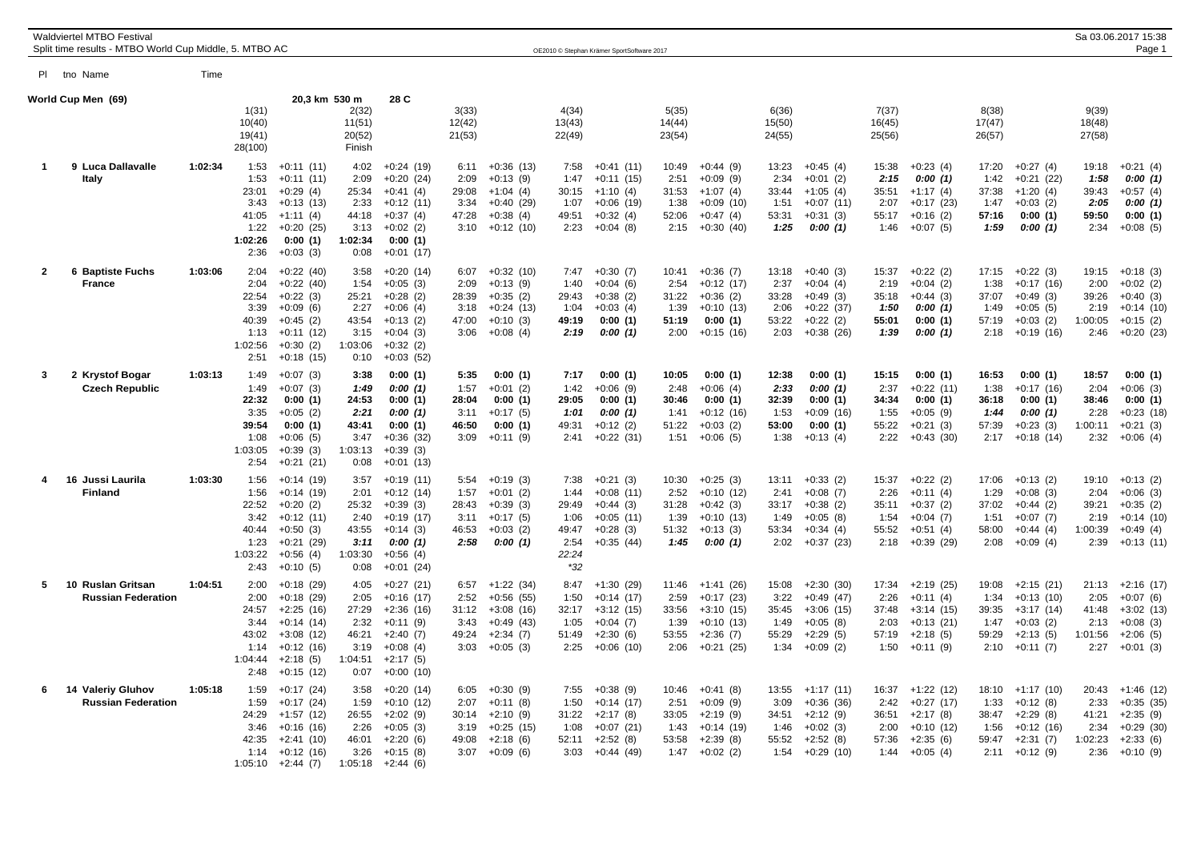## World Cup Men (69) — 20,3 km 530 m 28 C

| Pl | tno Name | Time | | | | | | | | | | | | | | | | | | |
|---|---|---|---|---|---|---|---|---|---|---|---|---|---|---|---|---|---|---|---|---|
| | | | 1(31) | | 2(32) | | 3(33) | | 4(34) | | 5(35) | | 6(36) | | 7(37) | | 8(38) | | 9(39) | |
| | | | 10(40) | | 11(51) | | 12(42) | | 13(43) | | 14(44) | | 15(50) | | 16(45) | | 17(47) | | 18(48) | |
| | | | 19(41) | | 20(52) | | 21(53) | | 22(49) | | 23(54) | | 24(55) | | 25(56) | | 26(57) | | 27(58) | |
| | | | 28(100) | | Finish | | | | | | | | | | | | | | | |
| 1 | 9 Luca Dallavalle | 1:02:34 | 1:53 | +0:11 (11) | 4:02 | +0:24 (19) | 6:11 | +0:36 (13) | 7:58 | +0:41 (11) | 10:49 | +0:44 (9) | 13:23 | +0:45 (4) | 15:38 | +0:23 (4) | 17:20 | +0:27 (4) | 19:18 | +0:21 (4) |
| | Italy | | 1:53 | +0:11 (11) | 2:09 | +0:20 (24) | 2:09 | +0:13 (9) | 1:47 | +0:11 (15) | 2:51 | +0:09 (9) | 2:34 | +0:01 (2) | 2:15 | 0:00 (1) | 1:42 | +0:21 (22) | 1:58 | 0:00 (1) |
| | | | 23:01 | +0:29 (4) | 25:34 | +0:41 (4) | 29:08 | +1:04 (4) | 30:15 | +1:10 (4) | 31:53 | +1:07 (4) | 33:44 | +1:05 (4) | 35:51 | +1:17 (4) | 37:38 | +1:20 (4) | 39:43 | +0:57 (4) |
| | | | 3:43 | +0:13 (13) | 2:33 | +0:12 (11) | 3:34 | +0:40 (29) | 1:07 | +0:06 (19) | 1:38 | +0:09 (10) | 1:51 | +0:07 (11) | 2:07 | +0:17 (23) | 1:47 | +0:03 (2) | 2:05 | 0:00 (1) |
| | | | 41:05 | +1:11 (4) | 44:18 | +0:37 (4) | 47:28 | +0:38 (4) | 49:51 | +0:32 (4) | 52:06 | +0:47 (4) | 53:31 | +0:31 (3) | 55:17 | +0:16 (2) | 57:16 | 0:00 (1) | 59:50 | 0:00 (1) |
| | | | 1:22 | +0:20 (25) | 3:13 | +0:02 (2) | 3:10 | +0:12 (10) | 2:23 | +0:04 (8) | 2:15 | +0:30 (40) | 1:25 | 0:00 (1) | 1:46 | +0:07 (5) | 1:59 | 0:00 (1) | 2:34 | +0:08 (5) |
| | | | 1:02:26 | 0:00 (1) | 1:02:34 | 0:00 (1) | | | | | | | | | | | | | | |
| | | | 2:36 | +0:03 (3) | 0:08 | +0:01 (17) | | | | | | | | | | | | | | |
| 2 | 6 Baptiste Fuchs | 1:03:06 | 2:04 | +0:22 (40) | 3:58 | +0:20 (14) | 6:07 | +0:32 (10) | 7:47 | +0:30 (7) | 10:41 | +0:36 (7) | 13:18 | +0:40 (3) | 15:37 | +0:22 (2) | 17:15 | +0:22 (3) | 19:15 | +0:18 (3) |
| | France | | 2:04 | +0:22 (40) | 1:54 | +0:05 (3) | 2:09 | +0:13 (9) | 1:40 | +0:04 (6) | 2:54 | +0:12 (17) | 2:37 | +0:04 (4) | 2:19 | +0:04 (2) | 1:38 | +0:17 (16) | 2:00 | +0:02 (2) |
| | | | 22:54 | +0:22 (3) | 25:21 | +0:28 (2) | 28:39 | +0:35 (2) | 29:43 | +0:38 (2) | 31:22 | +0:36 (2) | 33:28 | +0:49 (3) | 35:18 | +0:44 (3) | 37:07 | +0:49 (3) | 39:26 | +0:40 (3) |
| | | | 3:39 | +0:09 (6) | 2:27 | +0:06 (4) | 3:18 | +0:24 (13) | 1:04 | +0:03 (4) | 1:39 | +0:10 (13) | 2:06 | +0:22 (37) | 1:50 | 0:00 (1) | 1:49 | +0:05 (5) | 2:19 | +0:14 (10) |
| | | | 40:39 | +0:45 (2) | 43:54 | +0:13 (2) | 47:00 | +0:10 (3) | 49:19 | 0:00 (1) | 51:19 | 0:00 (1) | 53:22 | +0:22 (2) | 55:01 | 0:00 (1) | 57:19 | +0:03 (2) | 1:00:05 | +0:15 (2) |
| | | | 1:13 | +0:11 (12) | 3:15 | +0:04 (3) | 3:06 | +0:08 (4) | 2:19 | 0:00 (1) | 2:00 | +0:15 (16) | 2:03 | +0:38 (26) | 1:39 | 0:00 (1) | 2:18 | +0:19 (16) | 2:46 | +0:20 (23) |
| | | | 1:02:56 | +0:30 (2) | 1:03:06 | +0:32 (2) | | | | | | | | | | | | | | |
| | | | 2:51 | +0:18 (15) | 0:10 | +0:03 (52) | | | | | | | | | | | | | | |
| 3 | 2 Krystof Bogar | 1:03:13 | 1:49 | +0:07 (3) | 3:38 | 0:00 (1) | 5:35 | 0:00 (1) | 7:17 | 0:00 (1) | 10:05 | 0:00 (1) | 12:38 | 0:00 (1) | 15:15 | 0:00 (1) | 16:53 | 0:00 (1) | 18:57 | 0:00 (1) |
| | Czech Republic | | 1:49 | +0:07 (3) | 1:49 | 0:00 (1) | 1:57 | +0:01 (2) | 1:42 | +0:06 (9) | 2:48 | +0:06 (4) | 2:33 | 0:00 (1) | 2:37 | +0:22 (11) | 1:38 | +0:17 (16) | 2:04 | +0:06 (3) |
| | | | 22:32 | 0:00 (1) | 24:53 | 0:00 (1) | 28:04 | 0:00 (1) | 29:05 | 0:00 (1) | 30:46 | 0:00 (1) | 32:39 | 0:00 (1) | 34:34 | 0:00 (1) | 36:18 | 0:00 (1) | 38:46 | 0:00 (1) |
| | | | 3:35 | +0:05 (2) | 2:21 | 0:00 (1) | 3:11 | +0:17 (5) | 1:01 | 0:00 (1) | 1:41 | +0:12 (16) | 1:53 | +0:09 (16) | 1:55 | +0:05 (9) | 1:44 | 0:00 (1) | 2:28 | +0:23 (18) |
| | | | 39:54 | 0:00 (1) | 43:41 | 0:00 (1) | 46:50 | 0:00 (1) | 49:31 | +0:12 (2) | 51:22 | +0:03 (2) | 53:00 | 0:00 (1) | 55:22 | +0:21 (3) | 57:39 | +0:23 (3) | 1:00:11 | +0:21 (3) |
| | | | 1:08 | +0:06 (5) | 3:47 | +0:36 (32) | 3:09 | +0:11 (9) | 2:41 | +0:22 (31) | 1:51 | +0:06 (5) | 1:38 | +0:13 (4) | 2:22 | +0:43 (30) | 2:17 | +0:18 (14) | 2:32 | +0:06 (4) |
| | | | 1:03:05 | +0:39 (3) | 1:03:13 | +0:39 (3) | | | | | | | | | | | | | | |
| | | | 2:54 | +0:21 (21) | 0:08 | +0:01 (13) | | | | | | | | | | | | | | |
| 4 | 16 Jussi Laurila | 1:03:30 | 1:56 | +0:14 (19) | 3:57 | +0:19 (11) | 5:54 | +0:19 (3) | 7:38 | +0:21 (3) | 10:30 | +0:25 (3) | 13:11 | +0:33 (2) | 15:37 | +0:22 (2) | 17:06 | +0:13 (2) | 19:10 | +0:13 (2) |
| | Finland | | 1:56 | +0:14 (19) | 2:01 | +0:12 (14) | 1:57 | +0:01 (2) | 1:44 | +0:08 (11) | 2:52 | +0:10 (12) | 2:41 | +0:08 (7) | 2:26 | +0:11 (4) | 1:29 | +0:08 (3) | 2:04 | +0:06 (3) |
| | | | 22:52 | +0:20 (2) | 25:32 | +0:39 (3) | 28:43 | +0:39 (3) | 29:49 | +0:44 (3) | 31:28 | +0:42 (3) | 33:17 | +0:38 (2) | 35:11 | +0:37 (2) | 37:02 | +0:44 (2) | 39:21 | +0:35 (2) |
| | | | 3:42 | +0:12 (11) | 2:40 | +0:19 (17) | 3:11 | +0:17 (5) | 1:06 | +0:05 (11) | 1:39 | +0:10 (13) | 1:49 | +0:05 (8) | 1:54 | +0:04 (7) | 1:51 | +0:07 (7) | 2:19 | +0:14 (10) |
| | | | 40:44 | +0:50 (3) | 43:55 | +0:14 (3) | 46:53 | +0:03 (2) | 49:47 | +0:28 (3) | 51:32 | +0:13 (3) | 53:34 | +0:34 (4) | 55:52 | +0:51 (4) | 58:00 | +0:44 (4) | 1:00:39 | +0:49 (4) |
| | | | 1:23 | +0:21 (29) | 3:11 | 0:00 (1) | 2:58 | 0:00 (1) | 2:54 | +0:35 (44) | 1:45 | 0:00 (1) | 2:02 | +0:37 (23) | 2:18 | +0:39 (29) | 2:08 | +0:09 (4) | 2:39 | +0:13 (11) |
| | | | | | | | | | 22:24 | | | | | | | | | | | |
| | | | | | | | | | *32 | | | | | | | | | | | |
| | | | 1:03:22 | +0:56 (4) | 1:03:30 | +0:56 (4) | | | | | | | | | | | | | | |
| | | | 2:43 | +0:10 (5) | 0:08 | +0:01 (24) | | | | | | | | | | | | | | |
| 5 | 10 Ruslan Gritsan | 1:04:51 | 2:00 | +0:18 (29) | 4:05 | +0:27 (21) | 6:57 | +1:22 (34) | 8:47 | +1:30 (29) | 11:46 | +1:41 (26) | 15:08 | +2:30 (30) | 17:34 | +2:19 (25) | 19:08 | +2:15 (21) | 21:13 | +2:16 (17) |
| | Russian Federation | | 2:00 | +0:18 (29) | 2:05 | +0:16 (17) | 2:52 | +0:56 (55) | 1:50 | +0:14 (17) | 2:59 | +0:17 (23) | 3:22 | +0:49 (47) | 2:26 | +0:11 (4) | 1:34 | +0:13 (10) | 2:05 | +0:07 (6) |
| | | | 24:57 | +2:25 (16) | 27:29 | +2:36 (16) | 31:12 | +3:08 (16) | 32:17 | +3:12 (15) | 33:56 | +3:10 (15) | 35:45 | +3:06 (15) | 37:48 | +3:14 (15) | 39:35 | +3:17 (14) | 41:48 | +3:02 (13) |
| | | | 3:44 | +0:14 (14) | 2:32 | +0:11 (9) | 3:43 | +0:49 (43) | 1:05 | +0:04 (7) | 1:39 | +0:10 (13) | 1:49 | +0:05 (8) | 2:03 | +0:13 (21) | 1:47 | +0:03 (2) | 2:13 | +0:08 (3) |
| | | | 43:02 | +3:08 (12) | 46:21 | +2:40 (7) | 49:24 | +2:34 (7) | 51:49 | +2:30 (6) | 53:55 | +2:36 (7) | 55:29 | +2:29 (5) | 57:19 | +2:18 (5) | 59:29 | +2:13 (5) | 1:01:56 | +2:06 (5) |
| | | | 1:14 | +0:12 (16) | 3:19 | +0:08 (4) | 3:03 | +0:05 (3) | 2:25 | +0:06 (10) | 2:06 | +0:21 (25) | 1:34 | +0:09 (2) | 1:50 | +0:11 (9) | 2:10 | +0:11 (7) | 2:27 | +0:01 (3) |
| | | | 1:04:44 | +2:18 (5) | 1:04:51 | +2:17 (5) | | | | | | | | | | | | | | |
| | | | 2:48 | +0:15 (12) | 0:07 | +0:00 (10) | | | | | | | | | | | | | | |
| 6 | 14 Valeriy Gluhov | 1:05:18 | 1:59 | +0:17 (24) | 3:58 | +0:20 (14) | 6:05 | +0:30 (9) | 7:55 | +0:38 (9) | 10:46 | +0:41 (8) | 13:55 | +1:17 (11) | 16:37 | +1:22 (12) | 18:10 | +1:17 (10) | 20:43 | +1:46 (12) |
| | Russian Federation | | 1:59 | +0:17 (24) | 1:59 | +0:10 (12) | 2:07 | +0:11 (8) | 1:50 | +0:14 (17) | 2:51 | +0:09 (9) | 3:09 | +0:36 (36) | 2:42 | +0:27 (17) | 1:33 | +0:12 (8) | 2:33 | +0:35 (35) |
| | | | 24:29 | +1:57 (12) | 26:55 | +2:02 (9) | 30:14 | +2:10 (9) | 31:22 | +2:17 (8) | 33:05 | +2:19 (9) | 34:51 | +2:12 (9) | 36:51 | +2:17 (8) | 38:47 | +2:29 (8) | 41:21 | +2:35 (9) |
| | | | 3:46 | +0:16 (16) | 2:26 | +0:05 (3) | 3:19 | +0:25 (15) | 1:08 | +0:07 (21) | 1:43 | +0:14 (19) | 1:46 | +0:02 (3) | 2:00 | +0:10 (12) | 1:56 | +0:12 (16) | 2:34 | +0:29 (30) |
| | | | 42:35 | +2:41 (10) | 46:01 | +2:20 (6) | 49:08 | +2:18 (6) | 52:11 | +2:52 (8) | 53:58 | +2:39 (8) | 55:52 | +2:52 (8) | 57:36 | +2:35 (6) | 59:47 | +2:31 (7) | 1:02:23 | +2:33 (6) |
| | | | 1:14 | +0:12 (16) | 3:26 | +0:15 (8) | 3:07 | +0:09 (6) | 3:03 | +0:44 (49) | 1:47 | +0:02 (2) | 1:54 | +0:29 (10) | 1:44 | +0:05 (4) | 2:11 | +0:12 (9) | 2:36 | +0:10 (9) |
| | | | 1:05:10 | +2:44 (7) | 1:05:18 | +2:44 (6) | | | | | | | | | | | | | | |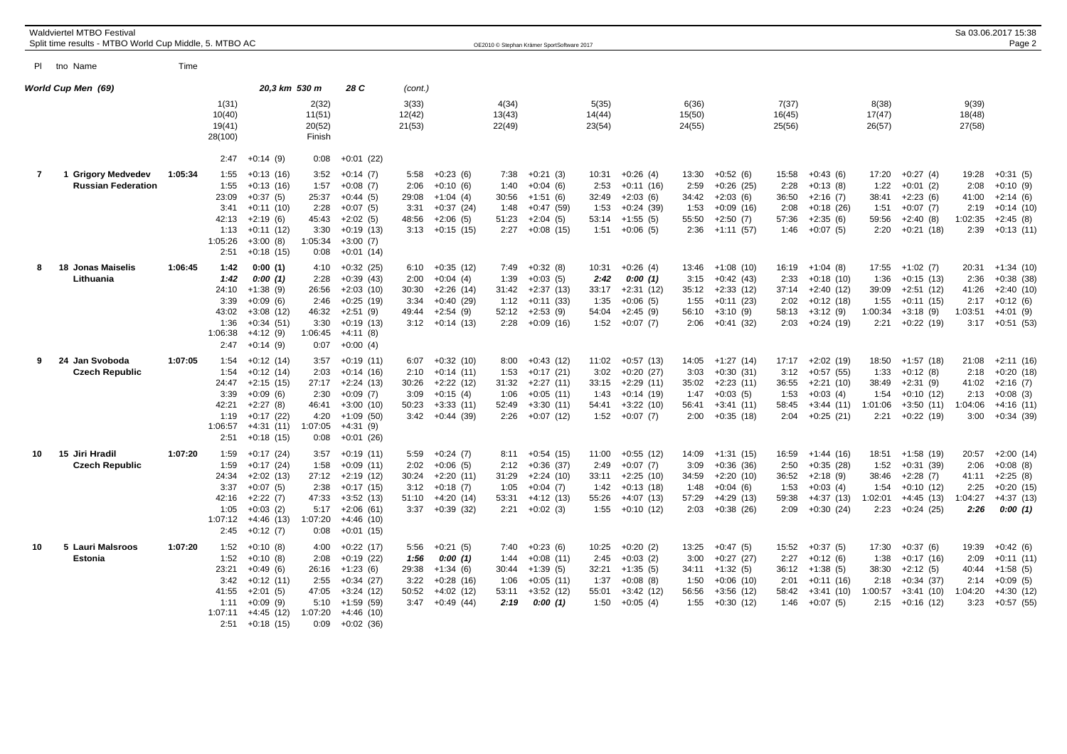## World Cup Men (69)

20,3 km 530 m 28 C (cont.)

| Pl | tno | Name | Time | | | | | | | | | |
|---|---|---|---|---|---|---|---|---|---|---|---|---|
| | | | | 1(31) | 2(32) | 3(33) | 4(34) | 5(35) | 6(36) | 7(37) | 8(38) | 9(39) |
| | | | | 10(40) | 11(51) | 12(42) | 13(43) | 14(44) | 15(50) | 16(45) | 17(47) | 18(48) |
| | | | | 19(41) | 20(52) | 21(53) | 22(49) | 23(54) | 24(55) | 25(56) | 26(57) | 27(58) |
| | | | | 28(100) | Finish | | | | | | | |
| | | | | 2:47 +0:14 (9) | 0:08 +0:01 (22) | | | | | | | |
| 7 | 1 | Grigory Medvedev | 1:05:34 | 1:55 +0:13 (16) | 3:52 +0:14 (7) | 5:58 +0:23 (6) | 7:38 +0:21 (3) | 10:31 +0:26 (4) | 13:30 +0:52 (6) | 15:58 +0:43 (6) | 17:20 +0:27 (4) | 19:28 +0:31 (5) |
| | | Russian Federation | | 1:55 +0:13 (16) | 1:57 +0:08 (7) | 2:06 +0:10 (6) | 1:40 +0:04 (6) | 2:53 +0:11 (16) | 2:59 +0:26 (25) | 2:28 +0:13 (8) | 1:22 +0:01 (2) | 2:08 +0:10 (9) |
| | | | | 23:09 +0:37 (5) | 25:37 +0:44 (5) | 29:08 +1:04 (4) | 30:56 +1:51 (6) | 32:49 +2:03 (6) | 34:42 +2:03 (6) | 36:50 +2:16 (7) | 38:41 +2:23 (6) | 41:00 +2:14 (6) |
| | | | | 3:41 +0:11 (10) | 2:28 +0:07 (5) | 3:31 +0:37 (24) | 1:48 +0:47 (59) | 1:53 +0:24 (39) | 1:53 +0:09 (16) | 2:08 +0:18 (26) | 1:51 +0:07 (7) | 2:19 +0:14 (10) |
| | | | | 42:13 +2:19 (6) | 45:43 +2:02 (5) | 48:56 +2:06 (5) | 51:23 +2:04 (5) | 53:14 +1:55 (5) | 55:50 +2:50 (7) | 57:36 +2:35 (6) | 59:56 +2:40 (8) | 1:02:35 +2:45 (8) |
| | | | | 1:13 +0:11 (12) | 3:30 +0:19 (13) | 3:13 +0:15 (15) | 2:27 +0:08 (15) | 1:51 +0:06 (5) | 2:36 +1:11 (57) | 1:46 +0:07 (5) | 2:20 +0:21 (18) | 2:39 +0:13 (11) |
| | | | | 1:05:26 +3:00 (8) | 1:05:34 +3:00 (7) | | | | | | | |
| | | | | 2:51 +0:18 (15) | 0:08 +0:01 (14) | | | | | | | |
| 8 | 18 | Jonas Maiselis | 1:06:45 | 1:42 0:00 (1) | 4:10 +0:32 (25) | 6:10 +0:35 (12) | 7:49 +0:32 (8) | 10:31 +0:26 (4) | 13:46 +1:08 (10) | 16:19 +1:04 (8) | 17:55 +1:02 (7) | 20:31 +1:34 (10) |
| | | Lithuania | | 1:42 0:00 (1) | 2:28 +0:39 (43) | 2:00 +0:04 (4) | 1:39 +0:03 (5) | 2:42 0:00 (1) | 3:15 +0:42 (43) | 2:33 +0:18 (10) | 1:36 +0:15 (13) | 2:36 +0:38 (38) |
| | | | | 24:10 +1:38 (9) | 26:56 +2:03 (10) | 30:30 +2:26 (14) | 31:42 +2:37 (13) | 33:17 +2:31 (12) | 35:12 +2:33 (12) | 37:14 +2:40 (12) | 39:09 +2:51 (12) | 41:26 +2:40 (10) |
| | | | | 3:39 +0:09 (6) | 2:46 +0:25 (19) | 3:34 +0:40 (29) | 1:12 +0:11 (33) | 1:35 +0:06 (5) | 1:55 +0:11 (23) | 2:02 +0:12 (18) | 1:55 +0:11 (15) | 2:17 +0:12 (6) |
| | | | | 43:02 +3:08 (12) | 46:32 +2:51 (9) | 49:44 +2:54 (9) | 52:12 +2:53 (9) | 54:04 +2:45 (9) | 56:10 +3:10 (9) | 58:13 +3:12 (9) | 1:00:34 +3:18 (9) | 1:03:51 +4:01 (9) |
| | | | | 1:36 +0:34 (51) | 3:30 +0:19 (13) | 3:12 +0:14 (13) | 2:28 +0:09 (16) | 1:52 +0:07 (7) | 2:06 +0:41 (32) | 2:03 +0:24 (19) | 2:21 +0:22 (19) | 3:17 +0:51 (53) |
| | | | | 1:06:38 +4:12 (9) | 1:06:45 +4:11 (8) | | | | | | | |
| | | | | 2:47 +0:14 (9) | 0:07 +0:00 (4) | | | | | | | |
| 9 | 24 | Jan Svoboda | 1:07:05 | 1:54 +0:12 (14) | 3:57 +0:19 (11) | 6:07 +0:32 (10) | 8:00 +0:43 (12) | 11:02 +0:57 (13) | 14:05 +1:27 (14) | 17:17 +2:02 (19) | 18:50 +1:57 (18) | 21:08 +2:11 (16) |
| | | Czech Republic | | 1:54 +0:12 (14) | 2:03 +0:14 (16) | 2:10 +0:14 (11) | 1:53 +0:17 (21) | 3:02 +0:20 (27) | 3:03 +0:30 (31) | 3:12 +0:57 (55) | 1:33 +0:12 (8) | 2:18 +0:20 (18) |
| | | | | 24:47 +2:15 (15) | 27:17 +2:24 (13) | 30:26 +2:22 (12) | 31:32 +2:27 (11) | 33:15 +2:29 (11) | 35:02 +2:23 (11) | 36:55 +2:21 (10) | 38:49 +2:31 (9) | 41:02 +2:16 (7) |
| | | | | 3:39 +0:09 (6) | 2:30 +0:09 (7) | 3:09 +0:15 (4) | 1:06 +0:05 (11) | 1:43 +0:14 (19) | 1:47 +0:03 (5) | 1:53 +0:03 (4) | 1:54 +0:10 (12) | 2:13 +0:08 (3) |
| | | | | 42:21 +2:27 (8) | 46:41 +3:00 (10) | 50:23 +3:33 (11) | 52:49 +3:30 (11) | 54:41 +3:22 (10) | 56:41 +3:41 (11) | 58:45 +3:44 (11) | 1:01:06 +3:50 (11) | 1:04:06 +4:16 (11) |
| | | | | 1:19 +0:17 (22) | 4:20 +1:09 (50) | 3:42 +0:44 (39) | 2:26 +0:07 (12) | 1:52 +0:07 (7) | 2:00 +0:35 (18) | 2:04 +0:25 (21) | 2:21 +0:22 (19) | 3:00 +0:34 (39) |
| | | | | 1:06:57 +4:31 (11) | 1:07:05 +4:31 (9) | | | | | | | |
| | | | | 2:51 +0:18 (15) | 0:08 +0:01 (26) | | | | | | | |
| 10 | 15 | Jiri Hradil | 1:07:20 | 1:59 +0:17 (24) | 3:57 +0:19 (11) | 5:59 +0:24 (7) | 8:11 +0:54 (15) | 11:00 +0:55 (12) | 14:09 +1:31 (15) | 16:59 +1:44 (16) | 18:51 +1:58 (19) | 20:57 +2:00 (14) |
| | | Czech Republic | | 1:59 +0:17 (24) | 1:58 +0:09 (11) | 2:02 +0:06 (5) | 2:12 +0:36 (37) | 2:49 +0:07 (7) | 3:09 +0:36 (36) | 2:50 +0:35 (28) | 1:52 +0:31 (39) | 2:06 +0:08 (8) |
| | | | | 24:34 +2:02 (13) | 27:12 +2:19 (12) | 30:24 +2:20 (11) | 31:29 +2:24 (10) | 33:11 +2:25 (10) | 34:59 +2:20 (10) | 36:52 +2:18 (9) | 38:46 +2:28 (7) | 41:11 +2:25 (8) |
| | | | | 3:37 +0:07 (5) | 2:38 +0:17 (15) | 3:12 +0:18 (7) | 1:05 +0:04 (7) | 1:42 +0:13 (18) | 1:48 +0:04 (6) | 1:53 +0:03 (4) | 1:54 +0:10 (12) | 2:25 +0:20 (15) |
| | | | | 42:16 +2:22 (7) | 47:33 +3:52 (13) | 51:10 +4:20 (14) | 53:31 +4:12 (13) | 55:26 +4:07 (13) | 57:29 +4:29 (13) | 59:38 +4:37 (13) | 1:02:01 +4:45 (13) | 1:04:27 +4:37 (13) |
| | | | | 1:05 +0:03 (2) | 5:17 +2:06 (61) | 3:37 +0:39 (32) | 2:21 +0:02 (3) | 1:55 +0:10 (12) | 2:03 +0:38 (26) | 2:09 +0:30 (24) | 2:23 +0:24 (25) | 2:26 0:00 (1) |
| | | | | 1:07:12 +4:46 (13) | 1:07:20 +4:46 (10) | | | | | | | |
| | | | | 2:45 +0:12 (7) | 0:08 +0:01 (15) | | | | | | | |
| 10 | 5 | Lauri Malsroos | 1:07:20 | 1:52 +0:10 (8) | 4:00 +0:22 (17) | 5:56 +0:21 (5) | 7:40 +0:23 (6) | 10:25 +0:20 (2) | 13:25 +0:47 (5) | 15:52 +0:37 (5) | 17:30 +0:37 (6) | 19:39 +0:42 (6) |
| | | Estonia | | 1:52 +0:10 (8) | 2:08 +0:19 (22) | 1:56 0:00 (1) | 1:44 +0:08 (11) | 2:45 +0:03 (2) | 3:00 +0:27 (27) | 2:27 +0:12 (6) | 1:38 +0:17 (16) | 2:09 +0:11 (11) |
| | | | | 23:21 +0:49 (6) | 26:16 +1:23 (6) | 29:38 +1:34 (6) | 30:44 +1:39 (5) | 32:21 +1:35 (5) | 34:11 +1:32 (5) | 36:12 +1:38 (5) | 38:30 +2:12 (5) | 40:44 +1:58 (5) |
| | | | | 3:42 +0:12 (11) | 2:55 +0:34 (27) | 3:22 +0:28 (16) | 1:06 +0:05 (11) | 1:37 +0:08 (8) | 1:50 +0:06 (10) | 2:01 +0:11 (16) | 2:18 +0:34 (37) | 2:14 +0:09 (5) |
| | | | | 41:55 +2:01 (5) | 47:05 +3:24 (12) | 50:52 +4:02 (12) | 53:11 +3:52 (12) | 55:01 +3:42 (12) | 56:56 +3:56 (12) | 58:42 +3:41 (10) | 1:00:57 +3:41 (10) | 1:04:20 +4:30 (12) |
| | | | | 1:11 +0:09 (9) | 5:10 +1:59 (59) | 3:47 +0:49 (44) | 2:19 0:00 (1) | 1:50 +0:05 (4) | 1:55 +0:30 (12) | 1:46 +0:07 (5) | 2:15 +0:16 (12) | 3:23 +0:57 (55) |
| | | | | 1:07:11 +4:45 (12) | 1:07:20 +4:46 (10) | | | | | | | |
| | | | | 2:51 +0:18 (15) | 0:09 +0:02 (36) | | | | | | | |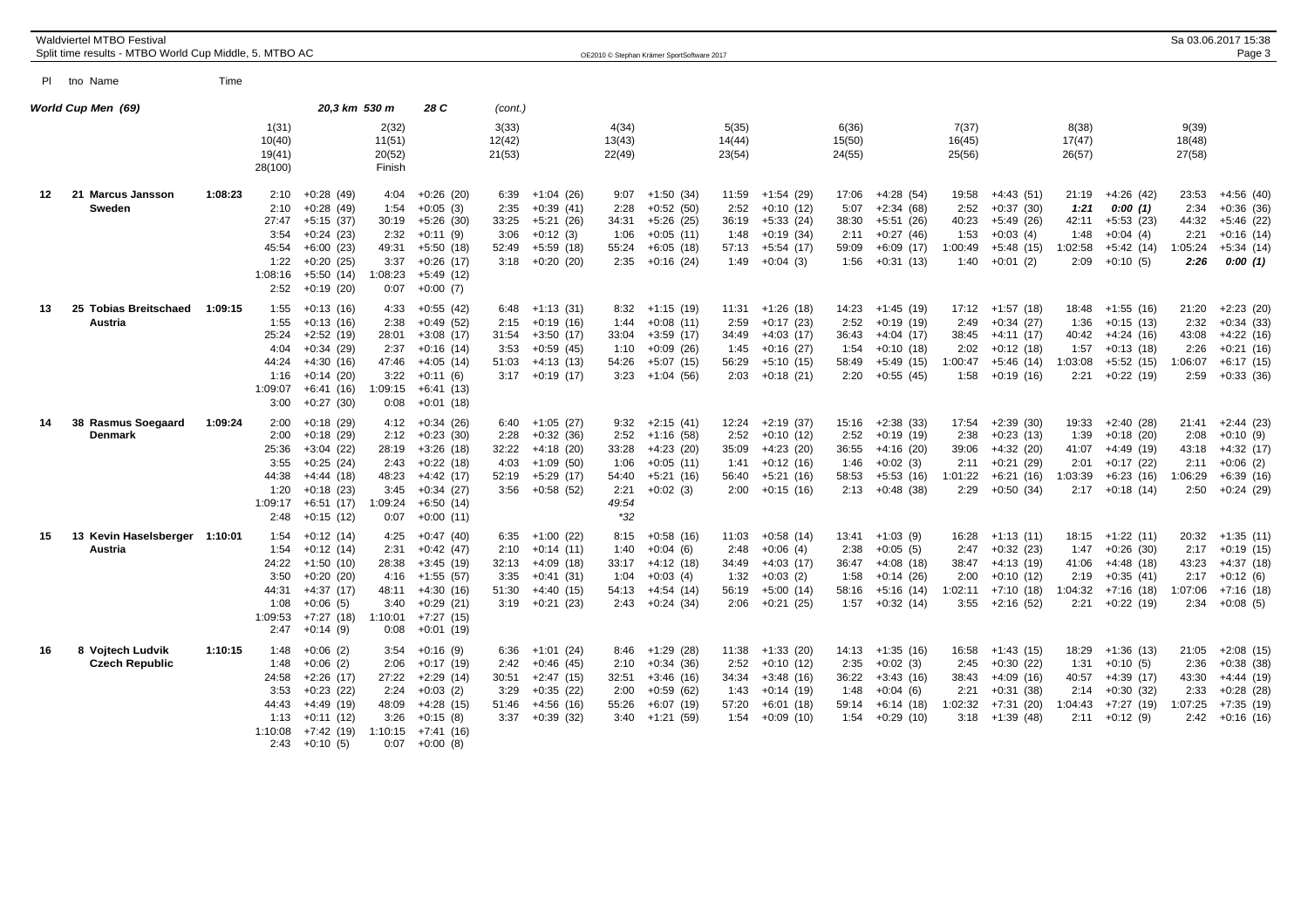Waldviertel MTBO Festival
Split time results - MTBO World Cup Middle, 5. MTBO AC

## World Cup Men (69) — 20,3 km 530 m 28 C (cont.)

| Pl | tno Name | Time | 1(31) / 10(40) / 19(41) / 28(100) | 2(32) / 11(51) / 20(52) / Finish | 3(33) / 12(42) / 21(53) | 4(34) / 13(43) / 22(49) | 5(35) / 14(44) / 23(54) | 6(36) / 15(50) / 24(55) | 7(37) / 16(45) / 25(56) | 8(38) / 17(47) / 26(57) | 9(39) / 18(48) / 27(58) |
|---|---|---|---|---|---|---|---|---|---|---|---|
| 12 | 21 Marcus Jansson | 1:08:23 | 2:10 +0:28 (49) | 4:04 +0:26 (20) | 6:39 +1:04 (26) | 9:07 +1:50 (34) | 11:59 +1:54 (29) | 17:06 +4:28 (54) | 19:58 +4:43 (51) | 21:19 +4:26 (42) | 23:53 +4:56 (40) |
| | Sweden | | 2:10 +0:28 (49) | 1:54 +0:05 (3) | 2:35 +0:39 (41) | 2:28 +0:52 (50) | 2:52 +0:10 (12) | 5:07 +2:34 (68) | 2:52 +0:37 (30) | ***1:21 0:00 (1)*** | 2:34 +0:36 (36) |
| | | | 27:47 +5:15 (37) | 30:19 +5:26 (30) | 33:25 +5:21 (26) | 34:31 +5:26 (25) | 36:19 +5:33 (24) | 38:30 +5:51 (26) | 40:23 +5:49 (26) | 42:11 +5:53 (23) | 44:32 +5:46 (22) |
| | | | 3:54 +0:24 (23) | 2:32 +0:11 (9) | 3:06 +0:12 (3) | 1:06 +0:05 (11) | 1:48 +0:19 (34) | 2:11 +0:27 (46) | 1:53 +0:03 (4) | 1:48 +0:04 (4) | 2:21 +0:16 (14) |
| | | | 45:54 +6:00 (23) | 49:31 +5:50 (18) | 52:49 +5:59 (18) | 55:24 +6:05 (18) | 57:13 +5:54 (17) | 59:09 +6:09 (17) | 1:00:49 +5:48 (15) | 1:02:58 +5:42 (14) | 1:05:24 +5:34 (14) |
| | | | 1:22 +0:20 (25) | 3:37 +0:26 (17) | 3:18 +0:20 (20) | 2:35 +0:16 (24) | 1:49 +0:04 (3) | 1:56 +0:31 (13) | 1:40 +0:01 (2) | 2:09 +0:10 (5) | ***2:26 0:00 (1)*** |
| | | | 1:08:16 +5:50 (14) | 1:08:23 +5:49 (12) | | | | | | | |
| | | | 2:52 +0:19 (20) | 0:07 +0:00 (7) | | | | | | | |
| 13 | 25 Tobias Breitschaed | 1:09:15 | 1:55 +0:13 (16) | 4:33 +0:55 (42) | 6:48 +1:13 (31) | 8:32 +1:15 (19) | 11:31 +1:26 (18) | 14:23 +1:45 (19) | 17:12 +1:57 (18) | 18:48 +1:55 (16) | 21:20 +2:23 (20) |
| | Austria | | 1:55 +0:13 (16) | 2:38 +0:49 (52) | 2:15 +0:19 (16) | 1:44 +0:08 (11) | 2:59 +0:17 (23) | 2:52 +0:19 (19) | 2:49 +0:34 (27) | 1:36 +0:15 (13) | 2:32 +0:34 (33) |
| | | | 25:24 +2:52 (19) | 28:01 +3:08 (17) | 31:54 +3:50 (17) | 33:04 +3:59 (17) | 34:49 +4:03 (17) | 36:43 +4:04 (17) | 38:45 +4:11 (17) | 40:42 +4:24 (16) | 43:08 +4:22 (16) |
| | | | 4:04 +0:34 (29) | 2:37 +0:16 (14) | 3:53 +0:59 (45) | 1:10 +0:09 (26) | 1:45 +0:16 (27) | 1:54 +0:10 (18) | 2:02 +0:12 (18) | 1:57 +0:13 (18) | 2:26 +0:21 (16) |
| | | | 44:24 +4:30 (16) | 47:46 +4:05 (14) | 51:03 +4:13 (13) | 54:26 +5:07 (15) | 56:29 +5:10 (15) | 58:49 +5:49 (15) | 1:00:47 +5:46 (14) | 1:03:08 +5:52 (15) | 1:06:07 +6:17 (15) |
| | | | 1:16 +0:14 (20) | 3:22 +0:11 (6) | 3:17 +0:19 (17) | 3:23 +1:04 (56) | 2:03 +0:18 (21) | 2:20 +0:55 (45) | 1:58 +0:19 (16) | 2:21 +0:22 (19) | 2:59 +0:33 (36) |
| | | | 1:09:07 +6:41 (16) | 1:09:15 +6:41 (13) | | | | | | | |
| | | | 3:00 +0:27 (30) | 0:08 +0:01 (18) | | | | | | | |
| 14 | 38 Rasmus Soegaard | 1:09:24 | 2:00 +0:18 (29) | 4:12 +0:34 (26) | 6:40 +1:05 (27) | 9:32 +2:15 (41) | 12:24 +2:19 (37) | 15:16 +2:38 (33) | 17:54 +2:39 (30) | 19:33 +2:40 (28) | 21:41 +2:44 (23) |
| | Denmark | | 2:00 +0:18 (29) | 2:12 +0:23 (30) | 2:28 +0:32 (36) | 2:52 +1:16 (58) | 2:52 +0:10 (12) | 2:52 +0:19 (19) | 2:38 +0:23 (13) | 1:39 +0:18 (20) | 2:08 +0:10 (9) |
| | | | 25:36 +3:04 (22) | 28:19 +3:26 (18) | 32:22 +4:18 (20) | 33:28 +4:23 (20) | 35:09 +4:23 (20) | 36:55 +4:16 (20) | 39:06 +4:32 (20) | 41:07 +4:49 (19) | 43:18 +4:32 (17) |
| | | | 3:55 +0:25 (24) | 2:43 +0:22 (18) | 4:03 +1:09 (50) | 1:06 +0:05 (11) | 1:41 +0:12 (16) | 1:46 +0:02 (3) | 2:11 +0:21 (29) | 2:01 +0:17 (22) | 2:11 +0:06 (2) |
| | | | 44:38 +4:44 (18) | 48:23 +4:42 (17) | 52:19 +5:29 (17) | 54:40 +5:21 (16) | 56:40 +5:21 (16) | 58:53 +5:53 (16) | 1:01:22 +6:21 (16) | 1:03:39 +6:23 (16) | 1:06:29 +6:39 (16) |
| | | | 1:20 +0:18 (23) | 3:45 +0:34 (27) | 3:56 +0:58 (52) | 2:21 +0:02 (3) | 2:00 +0:15 (16) | 2:13 +0:48 (38) | 2:29 +0:50 (34) | 2:17 +0:18 (14) | 2:50 +0:24 (29) |
| | | | 1:09:17 +6:51 (17) | 1:09:24 +6:50 (14) | | *49:54* | | | | | |
| | | | 2:48 +0:15 (12) | 0:07 +0:00 (11) | | *32 | | | | | |
| 15 | 13 Kevin Haselsberger | 1:10:01 | 1:54 +0:12 (14) | 4:25 +0:47 (40) | 6:35 +1:00 (22) | 8:15 +0:58 (16) | 11:03 +0:58 (14) | 13:41 +1:03 (9) | 16:28 +1:13 (11) | 18:15 +1:22 (11) | 20:32 +1:35 (11) |
| | Austria | | 1:54 +0:12 (14) | 2:31 +0:42 (47) | 2:10 +0:14 (11) | 1:40 +0:04 (6) | 2:48 +0:06 (4) | 2:38 +0:05 (5) | 2:47 +0:32 (23) | 1:47 +0:26 (30) | 2:17 +0:19 (15) |
| | | | 24:22 +1:50 (10) | 28:38 +3:45 (19) | 32:13 +4:09 (18) | 33:17 +4:12 (18) | 34:49 +4:03 (17) | 36:47 +4:08 (18) | 38:47 +4:13 (19) | 41:06 +4:48 (18) | 43:23 +4:37 (18) |
| | | | 3:50 +0:20 (20) | 4:16 +1:55 (57) | 3:35 +0:41 (31) | 1:04 +0:03 (4) | 1:32 +0:03 (2) | 1:58 +0:14 (26) | 2:00 +0:10 (12) | 2:19 +0:35 (41) | 2:17 +0:12 (6) |
| | | | 44:31 +4:37 (17) | 48:11 +4:30 (16) | 51:30 +4:40 (15) | 54:13 +4:54 (14) | 56:19 +5:00 (14) | 58:16 +5:16 (14) | 1:02:11 +7:10 (18) | 1:04:32 +7:16 (18) | 1:07:06 +7:16 (18) |
| | | | 1:08 +0:06 (5) | 3:40 +0:29 (21) | 3:19 +0:21 (23) | 2:43 +0:24 (34) | 2:06 +0:21 (25) | 1:57 +0:32 (14) | 3:55 +2:16 (52) | 2:21 +0:22 (19) | 2:34 +0:08 (5) |
| | | | 1:09:53 +7:27 (18) | 1:10:01 +7:27 (15) | | | | | | | |
| | | | 2:47 +0:14 (9) | 0:08 +0:01 (19) | | | | | | | |
| 16 | 8 Vojtech Ludvik | 1:10:15 | 1:48 +0:06 (2) | 3:54 +0:16 (9) | 6:36 +1:01 (24) | 8:46 +1:29 (28) | 11:38 +1:33 (20) | 14:13 +1:35 (16) | 16:58 +1:43 (15) | 18:29 +1:36 (13) | 21:05 +2:08 (15) |
| | Czech Republic | | 1:48 +0:06 (2) | 2:06 +0:17 (19) | 2:42 +0:46 (45) | 2:10 +0:34 (36) | 2:52 +0:10 (12) | 2:35 +0:02 (3) | 2:45 +0:30 (22) | 1:31 +0:10 (5) | 2:36 +0:38 (38) |
| | | | 24:58 +2:26 (17) | 27:22 +2:29 (14) | 30:51 +2:47 (15) | 32:51 +3:46 (16) | 34:34 +3:48 (16) | 36:22 +3:43 (16) | 38:43 +4:09 (16) | 40:57 +4:39 (17) | 43:30 +4:44 (19) |
| | | | 3:53 +0:23 (22) | 2:24 +0:03 (2) | 3:29 +0:35 (22) | 2:00 +0:59 (62) | 1:43 +0:14 (19) | 1:48 +0:04 (6) | 2:21 +0:31 (38) | 2:14 +0:30 (32) | 2:33 +0:28 (28) |
| | | | 44:43 +4:49 (19) | 48:09 +4:28 (15) | 51:46 +4:56 (16) | 55:26 +6:07 (19) | 57:20 +6:01 (18) | 59:14 +6:14 (18) | 1:02:32 +7:31 (20) | 1:04:43 +7:27 (19) | 1:07:25 +7:35 (19) |
| | | | 1:13 +0:11 (12) | 3:26 +0:15 (8) | 3:37 +0:39 (32) | 3:40 +1:21 (59) | 1:54 +0:09 (10) | 1:54 +0:29 (10) | 3:18 +1:39 (48) | 2:11 +0:12 (9) | 2:42 +0:16 (16) |
| | | | 1:10:08 +7:42 (19) | 1:10:15 +7:41 (16) | | | | | | | |
| | | | 2:43 +0:10 (5) | 0:07 +0:00 (8) | | | | | | | |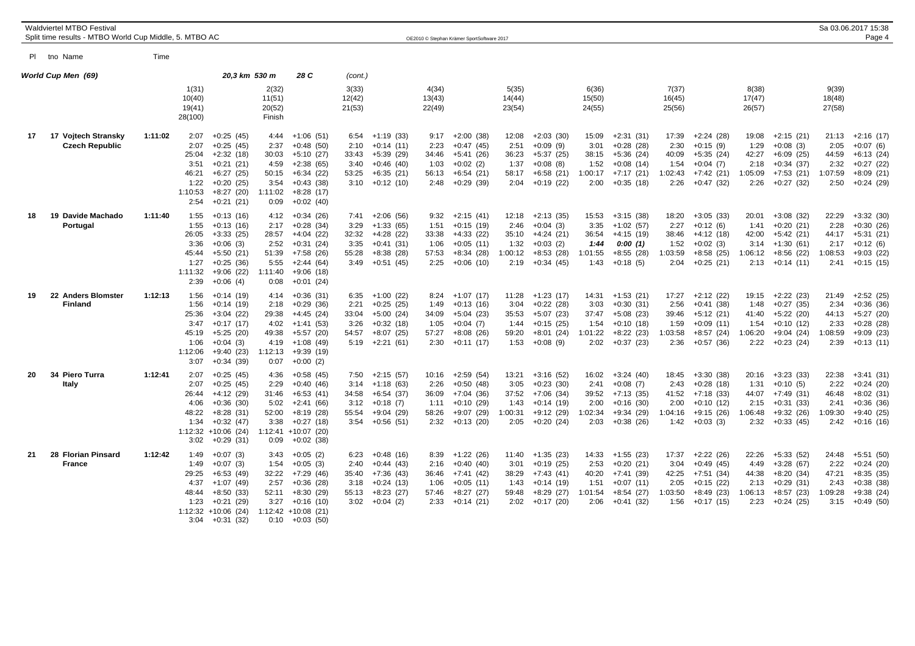Waldviertel MTBO Festival
Split time results - MTBO World Cup Middle, 5. MTBO AC

OE2010 © Stephan Krämer SportSoftware 2017

Sa 03.06.2017 15:38

## World Cup Men (69) — 20,3 km 530 m 28 C (cont.)

| Pl | tno Name | Time | 1(31) 10(40) 19(41) 28(100) | | 2(32) 11(51) 20(52) Finish | | 3(33) 12(42) 21(53) | | 4(34) 13(43) 22(49) | | 5(35) 14(44) 23(54) | | 6(36) 15(50) 24(55) | | 7(37) 16(45) 25(56) | | 8(38) 17(47) 26(57) | | 9(39) 18(48) 27(58) | |
|---|---|---|---|---|---|---|---|---|---|---|---|---|---|---|---|---|---|---|---|---|
| 17 | 17 Vojtech Stransky | 1:11:02 | 2:07 | +0:25 (45) | 4:44 | +1:06 (51) | 6:54 | +1:19 (33) | 9:17 | +2:00 (38) | 12:08 | +2:03 (30) | 15:09 | +2:31 (31) | 17:39 | +2:24 (28) | 19:08 | +2:15 (21) | 21:13 | +2:16 (17) |
| | Czech Republic | | 2:07 | +0:25 (45) | 2:37 | +0:48 (50) | 2:10 | +0:14 (11) | 2:23 | +0:47 (45) | 2:51 | +0:09 (9) | 3:01 | +0:28 (28) | 2:30 | +0:15 (9) | 1:29 | +0:08 (3) | 2:05 | +0:07 (6) |
| | | | 25:04 | +2:32 (18) | 30:03 | +5:10 (27) | 33:43 | +5:39 (29) | 34:46 | +5:41 (26) | 36:23 | +5:37 (25) | 38:15 | +5:36 (24) | 40:09 | +5:35 (24) | 42:27 | +6:09 (25) | 44:59 | +6:13 (24) |
| | | | 3:51 | +0:21 (21) | 4:59 | +2:38 (65) | 3:40 | +0:46 (40) | 1:03 | +0:02 (2) | 1:37 | +0:08 (8) | 1:52 | +0:08 (14) | 1:54 | +0:04 (7) | 2:18 | +0:34 (37) | 2:32 | +0:27 (22) |
| | | | 46:21 | +6:27 (25) | 50:15 | +6:34 (22) | 53:25 | +6:35 (21) | 56:13 | +6:54 (21) | 58:17 | +6:58 (21) | 1:00:17 | +7:17 (21) | 1:02:43 | +7:42 (21) | 1:05:09 | +7:53 (21) | 1:07:59 | +8:09 (21) |
| | | | 1:22 | +0:20 (25) | 3:54 | +0:43 (38) | 3:10 | +0:12 (10) | 2:48 | +0:29 (39) | 2:04 | +0:19 (22) | 2:00 | +0:35 (18) | 2:26 | +0:47 (32) | 2:26 | +0:27 (32) | 2:50 | +0:24 (29) |
| | | | 1:10:53 | +8:27 (20) | 1:11:02 | +8:28 (17) | | | | | | | | | | | | | | |
| | | | 2:54 | +0:21 (21) | 0:09 | +0:02 (40) | | | | | | | | | | | | | | |
| 18 | 19 Davide Machado | 1:11:40 | 1:55 | +0:13 (16) | 4:12 | +0:34 (26) | 7:41 | +2:06 (56) | 9:32 | +2:15 (41) | 12:18 | +2:13 (35) | 15:53 | +3:15 (38) | 18:20 | +3:05 (33) | 20:01 | +3:08 (32) | 22:29 | +3:32 (30) |
| | Portugal | | 1:55 | +0:13 (16) | 2:17 | +0:28 (34) | 3:29 | +1:33 (65) | 1:51 | +0:15 (19) | 2:46 | +0:04 (3) | 3:35 | +1:02 (57) | 2:27 | +0:12 (6) | 1:41 | +0:20 (21) | 2:28 | +0:30 (26) |
| | | | 26:05 | +3:33 (25) | 28:57 | +4:04 (22) | 32:32 | +4:28 (22) | 33:38 | +4:33 (22) | 35:10 | +4:24 (21) | 36:54 | +4:15 (19) | 38:46 | +4:12 (18) | 42:00 | +5:42 (21) | 44:17 | +5:31 (21) |
| | | | 3:36 | +0:06 (3) | 2:52 | +0:31 (24) | 3:35 | +0:41 (31) | 1:06 | +0:05 (11) | 1:32 | +0:03 (2) | **1:44** | **0:00 (1)** | 1:52 | +0:02 (3) | 3:14 | +1:30 (61) | 2:17 | +0:12 (6) |
| | | | 45:44 | +5:50 (21) | 51:39 | +7:58 (26) | 55:28 | +8:38 (28) | 57:53 | +8:34 (28) | 1:00:12 | +8:53 (28) | 1:01:55 | +8:55 (28) | 1:03:59 | +8:58 (25) | 1:06:12 | +8:56 (22) | 1:08:53 | +9:03 (22) |
| | | | 1:27 | +0:25 (36) | 5:55 | +2:44 (64) | 3:49 | +0:51 (45) | 2:25 | +0:06 (10) | 2:19 | +0:34 (45) | 1:43 | +0:18 (5) | 2:04 | +0:25 (21) | 2:13 | +0:14 (11) | 2:41 | +0:15 (15) |
| | | | 1:11:32 | +9:06 (22) | 1:11:40 | +9:06 (18) | | | | | | | | | | | | | | |
| | | | 2:39 | +0:06 (4) | 0:08 | +0:01 (24) | | | | | | | | | | | | | | |
| 19 | 22 Anders Blomster | 1:12:13 | 1:56 | +0:14 (19) | 4:14 | +0:36 (31) | 6:35 | +1:00 (22) | 8:24 | +1:07 (17) | 11:28 | +1:23 (17) | 14:31 | +1:53 (21) | 17:27 | +2:12 (22) | 19:15 | +2:22 (23) | 21:49 | +2:52 (25) |
| | Finland | | 1:56 | +0:14 (19) | 2:18 | +0:29 (36) | 2:21 | +0:25 (25) | 1:49 | +0:13 (16) | 3:04 | +0:22 (28) | 3:03 | +0:30 (31) | 2:56 | +0:41 (38) | 1:48 | +0:27 (35) | 2:34 | +0:36 (36) |
| | | | 25:36 | +3:04 (22) | 29:38 | +4:45 (24) | 33:04 | +5:00 (24) | 34:09 | +5:04 (23) | 35:53 | +5:07 (23) | 37:47 | +5:08 (23) | 39:46 | +5:12 (21) | 41:40 | +5:22 (20) | 44:13 | +5:27 (20) |
| | | | 3:47 | +0:17 (17) | 4:02 | +1:41 (53) | 3:26 | +0:32 (18) | 1:05 | +0:04 (7) | 1:44 | +0:15 (25) | 1:54 | +0:10 (18) | 1:59 | +0:09 (11) | 1:54 | +0:10 (12) | 2:33 | +0:28 (28) |
| | | | 45:19 | +5:25 (20) | 49:38 | +5:57 (20) | 54:57 | +8:07 (25) | 57:27 | +8:08 (26) | 59:20 | +8:01 (24) | 1:01:22 | +8:22 (23) | 1:03:58 | +8:57 (24) | 1:06:20 | +9:04 (24) | 1:08:59 | +9:09 (23) |
| | | | 1:06 | +0:04 (3) | 4:19 | +1:08 (49) | 5:19 | +2:21 (61) | 2:30 | +0:11 (17) | 1:53 | +0:08 (9) | 2:02 | +0:37 (23) | 2:36 | +0:57 (36) | 2:22 | +0:23 (24) | 2:39 | +0:13 (11) |
| | | | 1:12:06 | +9:40 (23) | 1:12:13 | +9:39 (19) | | | | | | | | | | | | | | |
| | | | 3:07 | +0:34 (39) | 0:07 | +0:00 (2) | | | | | | | | | | | | | | |
| 20 | 34 Piero Turra | 1:12:41 | 2:07 | +0:25 (45) | 4:36 | +0:58 (45) | 7:50 | +2:15 (57) | 10:16 | +2:59 (54) | 13:21 | +3:16 (52) | 16:02 | +3:24 (40) | 18:45 | +3:30 (38) | 20:16 | +3:23 (33) | 22:38 | +3:41 (31) |
| | Italy | | 2:07 | +0:25 (45) | 2:29 | +0:40 (46) | 3:14 | +1:18 (63) | 2:26 | +0:50 (48) | 3:05 | +0:23 (30) | 2:41 | +0:08 (7) | 2:43 | +0:28 (18) | 1:31 | +0:10 (5) | 2:22 | +0:24 (20) |
| | | | 26:44 | +4:12 (29) | 31:46 | +6:53 (41) | 34:58 | +6:54 (37) | 36:09 | +7:04 (36) | 37:52 | +7:06 (34) | 39:52 | +7:13 (35) | 41:52 | +7:18 (33) | 44:07 | +7:49 (31) | 46:48 | +8:02 (31) |
| | | | 4:06 | +0:36 (30) | 5:02 | +2:41 (66) | 3:12 | +0:18 (7) | 1:11 | +0:10 (29) | 1:43 | +0:14 (19) | 2:00 | +0:16 (30) | 2:00 | +0:10 (12) | 2:15 | +0:31 (33) | 2:41 | +0:36 (36) |
| | | | 48:22 | +8:28 (31) | 52:00 | +8:19 (28) | 55:54 | +9:04 (29) | 58:26 | +9:07 (29) | 1:00:31 | +9:12 (29) | 1:02:34 | +9:34 (29) | 1:04:16 | +9:15 (26) | 1:06:48 | +9:32 (26) | 1:09:30 | +9:40 (25) |
| | | | 1:34 | +0:32 (47) | 3:38 | +0:27 (18) | 3:54 | +0:56 (51) | 2:32 | +0:13 (20) | 2:05 | +0:20 (24) | 2:03 | +0:38 (26) | 1:42 | +0:03 (3) | 2:32 | +0:33 (45) | 2:42 | +0:16 (16) |
| | | | 1:12:32 | +10:06 (24) | 1:12:41 | +10:07 (20) | | | | | | | | | | | | | | |
| | | | 3:02 | +0:29 (31) | 0:09 | +0:02 (38) | | | | | | | | | | | | | | |
| 21 | 28 Florian Pinsard | 1:12:42 | 1:49 | +0:07 (3) | 3:43 | +0:05 (2) | 6:23 | +0:48 (16) | 8:39 | +1:22 (26) | 11:40 | +1:35 (23) | 14:33 | +1:55 (23) | 17:37 | +2:22 (26) | 22:26 | +5:33 (52) | 24:48 | +5:51 (50) |
| | France | | 1:49 | +0:07 (3) | 1:54 | +0:05 (3) | 2:40 | +0:44 (43) | 2:16 | +0:40 (40) | 3:01 | +0:19 (25) | 2:53 | +0:20 (21) | 3:04 | +0:49 (45) | 4:49 | +3:28 (67) | 2:22 | +0:24 (20) |
| | | | 29:25 | +6:53 (49) | 32:22 | +7:29 (46) | 35:40 | +7:36 (43) | 36:46 | +7:41 (42) | 38:29 | +7:43 (41) | 40:20 | +7:41 (39) | 42:25 | +7:51 (34) | 44:38 | +8:20 (34) | 47:21 | +8:35 (35) |
| | | | 4:37 | +1:07 (49) | 2:57 | +0:36 (28) | 3:18 | +0:24 (13) | 1:06 | +0:05 (11) | 1:43 | +0:14 (19) | 1:51 | +0:07 (11) | 2:05 | +0:15 (22) | 2:13 | +0:29 (31) | 2:43 | +0:38 (38) |
| | | | 48:44 | +8:50 (33) | 52:11 | +8:30 (29) | 55:13 | +8:23 (27) | 57:46 | +8:27 (27) | 59:48 | +8:29 (27) | 1:01:54 | +8:54 (27) | 1:03:50 | +8:49 (23) | 1:06:13 | +8:57 (23) | 1:09:28 | +9:38 (24) |
| | | | 1:23 | +0:21 (29) | 3:27 | +0:16 (10) | 3:02 | +0:04 (2) | 2:33 | +0:14 (21) | 2:02 | +0:17 (20) | 2:06 | +0:41 (32) | 1:56 | +0:17 (15) | 2:23 | +0:24 (25) | 3:15 | +0:49 (50) |
| | | | 1:12:32 | +10:06 (24) | 1:12:42 | +10:08 (21) | | | | | | | | | | | | | | |
| | | | 3:04 | +0:31 (32) | 0:10 | +0:03 (50) | | | | | | | | | | | | | | |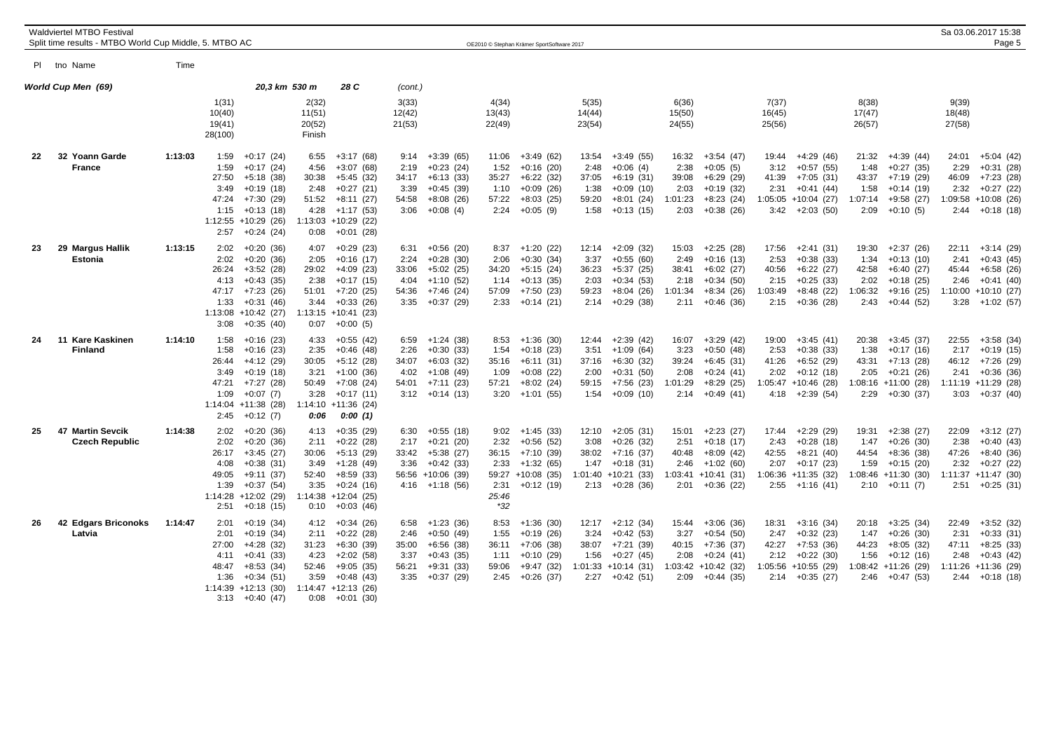Waldviertel MTBO Festival
Split time results - MTBO World Cup Middle, 5. MTBO AC

OE2010 © Stephan Krämer SportSoftware 2017

Sa 03.06.2017 15:38

| Pl | tno Name | Time | | | | | | | | | |
|---|---|---|---|---|---|---|---|---|---|---|---|
| ***World Cup Men (69)*** | | | ***20,3 km 530 m*** | ***28 C*** | *(cont.)* | | | | | | |
| | | | 1(31) 10(40) 19(41) 28(100) | 2(32) 11(51) 20(52) Finish | 3(33) 12(42) 21(53) | 4(34) 13(43) 22(49) | 5(35) 14(44) 23(54) | 6(36) 15(50) 24(55) | 7(37) 16(45) 25(56) | 8(38) 17(47) 26(57) | 9(39) 18(48) 27(58) |
| 22 | 32 Yoann Garde France | 1:13:03 | 1:59 +0:17 (24) | 6:55 +3:17 (68) | 9:14 +3:39 (65) | 11:06 +3:49 (62) | 13:54 +3:49 (55) | 16:32 +3:54 (47) | 19:44 +4:29 (46) | 21:32 +4:39 (44) | 24:01 +5:04 (42) |
| | | | 1:59 +0:17 (24) | 4:56 +3:07 (68) | 2:19 +0:23 (24) | 1:52 +0:16 (20) | 2:48 +0:06 (4) | 2:38 +0:05 (5) | 3:12 +0:57 (55) | 1:48 +0:27 (35) | 2:29 +0:31 (28) |
| | | | 27:50 +5:18 (38) | 30:38 +5:45 (32) | 34:17 +6:13 (33) | 35:27 +6:22 (32) | 37:05 +6:19 (31) | 39:08 +6:29 (29) | 41:39 +7:05 (31) | 43:37 +7:19 (29) | 46:09 +7:23 (28) |
| | | | 3:49 +0:19 (18) | 2:48 +0:27 (21) | 3:39 +0:45 (39) | 1:10 +0:09 (26) | 1:38 +0:09 (10) | 2:03 +0:19 (32) | 2:31 +0:41 (44) | 1:58 +0:14 (19) | 2:32 +0:27 (22) |
| | | | 47:24 +7:30 (29) | 51:52 +8:11 (27) | 54:58 +8:08 (26) | 57:22 +8:03 (25) | 59:20 +8:01 (24) | 1:01:23 +8:23 (24) | 1:05:05 +10:04 (27) | 1:07:14 +9:58 (27) | 1:09:58 +10:08 (26) |
| | | | 1:15 +0:13 (18) | 4:28 +1:17 (53) | 3:06 +0:08 (4) | 2:24 +0:05 (9) | 1:58 +0:13 (15) | 2:03 +0:38 (26) | 3:42 +2:03 (50) | 2:09 +0:10 (5) | 2:44 +0:18 (18) |
| | | | 1:12:55 +10:29 (26) | 1:13:03 +10:29 (22) | | | | | | | |
| | | | 2:57 +0:24 (24) | 0:08 +0:01 (28) | | | | | | | |
| 23 | 29 Margus Hallik Estonia | 1:13:15 | 2:02 +0:20 (36) | 4:07 +0:29 (23) | 6:31 +0:56 (20) | 8:37 +1:20 (22) | 12:14 +2:09 (32) | 15:03 +2:25 (28) | 17:56 +2:41 (31) | 19:30 +2:37 (26) | 22:11 +3:14 (29) |
| | | | 2:02 +0:20 (36) | 2:05 +0:16 (17) | 2:24 +0:28 (30) | 2:06 +0:30 (34) | 3:37 +0:55 (60) | 2:49 +0:16 (13) | 2:53 +0:38 (33) | 1:34 +0:13 (10) | 2:41 +0:43 (45) |
| | | | 26:24 +3:52 (28) | 29:02 +4:09 (23) | 33:06 +5:02 (25) | 34:20 +5:15 (24) | 36:23 +5:37 (25) | 38:41 +6:02 (27) | 40:56 +6:22 (27) | 42:58 +6:40 (27) | 45:44 +6:58 (26) |
| | | | 4:13 +0:43 (35) | 2:38 +0:17 (15) | 4:04 +1:10 (52) | 1:14 +0:13 (35) | 2:03 +0:34 (53) | 2:18 +0:34 (50) | 2:15 +0:25 (33) | 2:02 +0:18 (25) | 2:46 +0:41 (40) |
| | | | 47:17 +7:23 (26) | 51:01 +7:20 (25) | 54:36 +7:46 (24) | 57:09 +7:50 (23) | 59:23 +8:04 (26) | 1:01:34 +8:34 (26) | 1:03:49 +8:48 (22) | 1:06:32 +9:16 (25) | 1:10:00 +10:10 (27) |
| | | | 1:33 +0:31 (46) | 3:44 +0:33 (26) | 3:35 +0:37 (29) | 2:33 +0:14 (21) | 2:14 +0:29 (38) | 2:11 +0:46 (36) | 2:15 +0:36 (28) | 2:43 +0:44 (52) | 3:28 +1:02 (57) |
| | | | 1:13:08 +10:42 (27) | 1:13:15 +10:41 (23) | | | | | | | |
| | | | 3:08 +0:35 (40) | 0:07 +0:00 (5) | | | | | | | |
| 24 | 11 Kare Kaskinen Finland | 1:14:10 | 1:58 +0:16 (23) | 4:33 +0:55 (42) | 6:59 +1:24 (38) | 8:53 +1:36 (30) | 12:44 +2:39 (42) | 16:07 +3:29 (42) | 19:00 +3:45 (41) | 20:38 +3:45 (37) | 22:55 +3:58 (34) |
| | | | 1:58 +0:16 (23) | 2:35 +0:46 (48) | 2:26 +0:30 (33) | 1:54 +0:18 (23) | 3:51 +1:09 (64) | 3:23 +0:50 (48) | 2:53 +0:38 (33) | 1:38 +0:17 (16) | 2:17 +0:19 (15) |
| | | | 26:44 +4:12 (29) | 30:05 +5:12 (28) | 34:07 +6:03 (32) | 35:16 +6:11 (31) | 37:16 +6:30 (32) | 39:24 +6:45 (31) | 41:26 +6:52 (29) | 43:31 +7:13 (28) | 46:12 +7:26 (29) |
| | | | 3:49 +0:19 (18) | 3:21 +1:00 (36) | 4:02 +1:08 (49) | 1:09 +0:08 (22) | 2:00 +0:31 (50) | 2:08 +0:24 (41) | 2:02 +0:12 (18) | 2:05 +0:21 (26) | 2:41 +0:36 (36) |
| | | | 47:21 +7:27 (28) | 50:49 +7:08 (24) | 54:01 +7:11 (23) | 57:21 +8:02 (24) | 59:15 +7:56 (23) | 1:01:29 +8:29 (25) | 1:05:47 +10:46 (28) | 1:08:16 +11:00 (28) | 1:11:19 +11:29 (28) |
| | | | 1:09 +0:07 (7) | 3:28 +0:17 (11) | 3:12 +0:14 (13) | 3:20 +1:01 (55) | 1:54 +0:09 (10) | 2:14 +0:49 (41) | 4:18 +2:39 (54) | 2:29 +0:30 (37) | 3:03 +0:37 (40) |
| | | | 1:14:04 +11:38 (28) | 1:14:10 +11:36 (24) | | | | | | | |
| | | | 2:45 +0:12 (7) | ***0:06*** ***0:00 (1)*** | | | | | | | |
| 25 | 47 Martin Sevcik Czech Republic | 1:14:38 | 2:02 +0:20 (36) | 4:13 +0:35 (29) | 6:30 +0:55 (18) | 9:02 +1:45 (33) | 12:10 +2:05 (31) | 15:01 +2:23 (27) | 17:44 +2:29 (29) | 19:31 +2:38 (27) | 22:09 +3:12 (27) |
| | | | 2:02 +0:20 (36) | 2:11 +0:22 (28) | 2:17 +0:21 (20) | 2:32 +0:56 (52) | 3:08 +0:26 (32) | 2:51 +0:18 (17) | 2:43 +0:28 (18) | 1:47 +0:26 (30) | 2:38 +0:40 (43) |
| | | | 26:17 +3:45 (27) | 30:06 +5:13 (29) | 33:42 +5:38 (27) | 36:15 +7:10 (39) | 38:02 +7:16 (37) | 40:48 +8:09 (42) | 42:55 +8:21 (40) | 44:54 +8:36 (38) | 47:26 +8:40 (36) |
| | | | 4:08 +0:38 (31) | 3:49 +1:28 (49) | 3:36 +0:42 (33) | 2:33 +1:32 (65) | 1:47 +0:18 (31) | 2:46 +1:02 (60) | 2:07 +0:17 (23) | 1:59 +0:15 (20) | 2:32 +0:27 (22) |
| | | | 49:05 +9:11 (37) | 52:40 +8:59 (33) | 56:56 +10:06 (39) | 59:27 +10:08 (35) | 1:01:40 +10:21 (33) | 1:03:41 +10:41 (31) | 1:06:36 +11:35 (32) | 1:08:46 +11:30 (30) | 1:11:37 +11:47 (30) |
| | | | 1:39 +0:37 (54) | 3:35 +0:24 (16) | 4:16 +1:18 (56) | 2:31 +0:12 (19) | 2:13 +0:28 (36) | 2:01 +0:36 (22) | 2:55 +1:16 (41) | 2:10 +0:11 (7) | 2:51 +0:25 (31) |
| | | | 1:14:28 +12:02 (29) | 1:14:38 +12:04 (25) | | *25:46* | | | | | |
| | | | 2:51 +0:18 (15) | 0:10 +0:03 (46) | | **32* | | | | | |
| 26 | 42 Edgars Briconoks Latvia | 1:14:47 | 2:01 +0:19 (34) | 4:12 +0:34 (26) | 6:58 +1:23 (36) | 8:53 +1:36 (30) | 12:17 +2:12 (34) | 15:44 +3:06 (36) | 18:31 +3:16 (34) | 20:18 +3:25 (34) | 22:49 +3:52 (32) |
| | | | 2:01 +0:19 (34) | 2:11 +0:22 (28) | 2:46 +0:50 (49) | 1:55 +0:19 (26) | 3:24 +0:42 (53) | 3:27 +0:54 (50) | 2:47 +0:32 (23) | 1:47 +0:26 (30) | 2:31 +0:33 (31) |
| | | | 27:00 +4:28 (32) | 31:23 +6:30 (39) | 35:00 +6:56 (38) | 36:11 +7:06 (38) | 38:07 +7:21 (39) | 40:15 +7:36 (37) | 42:27 +7:53 (36) | 44:23 +8:05 (32) | 47:11 +8:25 (33) |
| | | | 4:11 +0:41 (33) | 4:23 +2:02 (58) | 3:37 +0:43 (35) | 1:11 +0:10 (29) | 1:56 +0:27 (45) | 2:08 +0:24 (41) | 2:12 +0:22 (30) | 1:56 +0:12 (16) | 2:48 +0:43 (42) |
| | | | 48:47 +8:53 (34) | 52:46 +9:05 (35) | 56:21 +9:31 (33) | 59:06 +9:47 (32) | 1:01:33 +10:14 (31) | 1:03:42 +10:42 (32) | 1:05:56 +10:55 (29) | 1:08:42 +11:26 (29) | 1:11:26 +11:36 (29) |
| | | | 1:36 +0:34 (51) | 3:59 +0:48 (43) | 3:35 +0:37 (29) | 2:45 +0:26 (37) | 2:27 +0:42 (51) | 2:09 +0:44 (35) | 2:14 +0:35 (27) | 2:46 +0:47 (53) | 2:44 +0:18 (18) |
| | | | 1:14:39 +12:13 (30) | 1:14:47 +12:13 (26) | | | | | | | |
| | | | 3:13 +0:40 (47) | 0:08 +0:01 (30) | | | | | | | |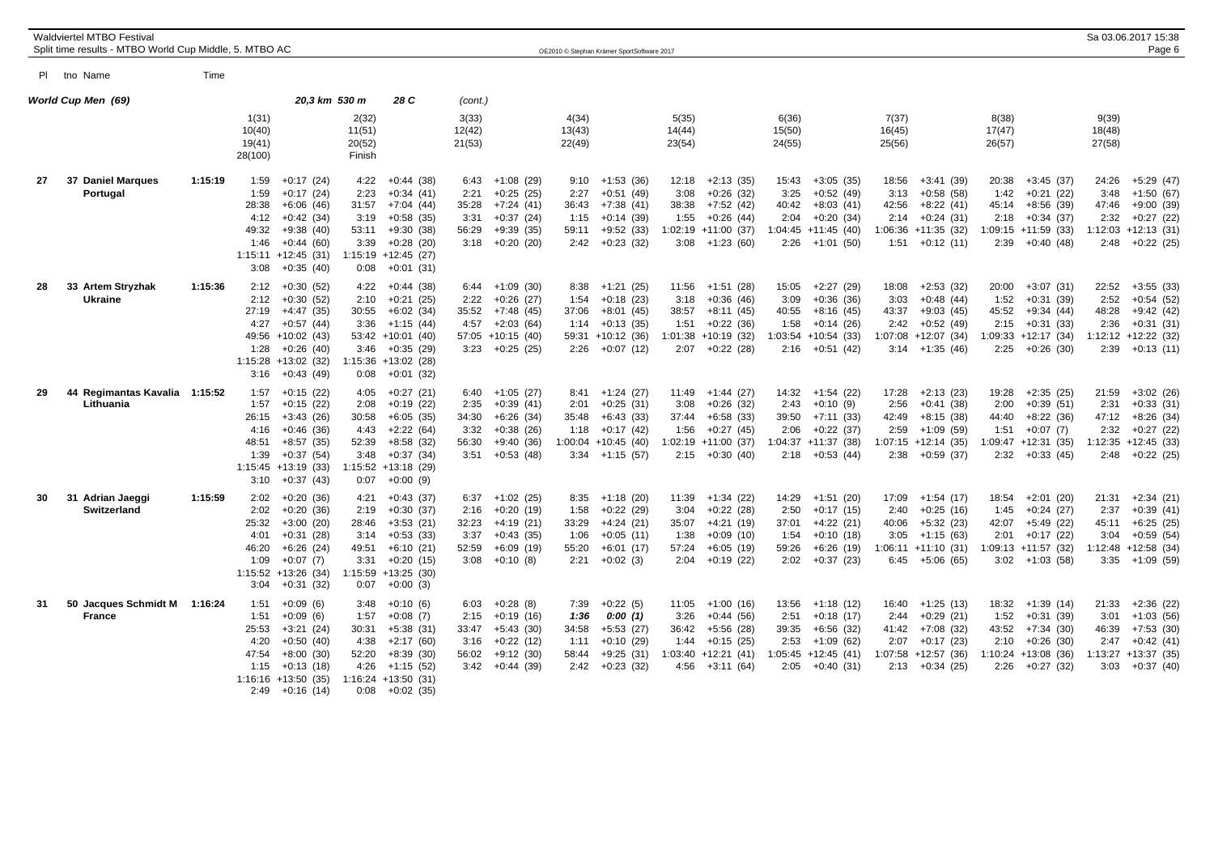Waldviertel MTBO Festival
Split time results - MTBO World Cup Middle, 5. MTBO AC

Sa 03.06.2017 15:38

OE2010 © Stephan Krämer SportSoftware 2017

**World Cup Men (69)** — 20,3 km 530 m 28 C (cont.)

| Pl | tno Name | Time | 1(31) 10(40) 19(41) 28(100) | | 2(32) 11(51) 20(52) Finish | | 3(33) 12(42) 21(53) | | 4(34) 13(43) 22(49) | | 5(35) 14(44) 23(54) | | 6(36) 15(50) 24(55) | | 7(37) 16(45) 25(56) | | 8(38) 17(47) 26(57) | | 9(39) 18(48) 27(58) | |
|---|---|---|---|---|---|---|---|---|---|---|---|---|---|---|---|---|---|---|---|---|
| 27 | 37 Daniel Marques | 1:15:19 | 1:59 | +0:17 (24) | 4:22 | +0:44 (38) | 6:43 | +1:08 (29) | 9:10 | +1:53 (36) | 12:18 | +2:13 (35) | 15:43 | +3:05 (35) | 18:56 | +3:41 (39) | 20:38 | +3:45 (37) | 24:26 | +5:29 (47) |
| | Portugal | | 1:59 | +0:17 (24) | 2:23 | +0:34 (41) | 2:21 | +0:25 (25) | 2:27 | +0:51 (49) | 3:08 | +0:26 (32) | 3:25 | +0:52 (49) | 3:13 | +0:58 (58) | 1:42 | +0:21 (22) | 3:48 | +1:50 (67) |
| | | | 28:38 | +6:06 (46) | 31:57 | +7:04 (44) | 35:28 | +7:24 (41) | 36:43 | +7:38 (41) | 38:38 | +7:52 (42) | 40:42 | +8:03 (41) | 42:56 | +8:22 (41) | 45:14 | +8:56 (39) | 47:46 | +9:00 (39) |
| | | | 4:12 | +0:42 (34) | 3:19 | +0:58 (35) | 3:31 | +0:37 (24) | 1:15 | +0:14 (39) | 1:55 | +0:26 (44) | 2:04 | +0:20 (34) | 2:14 | +0:24 (31) | 2:18 | +0:34 (37) | 2:32 | +0:27 (22) |
| | | | 49:32 | +9:38 (40) | 53:11 | +9:30 (38) | 56:29 | +9:39 (35) | 59:11 | +9:52 (33) | 1:02:19 | +11:00 (37) | 1:04:45 | +11:45 (40) | 1:06:36 | +11:35 (32) | 1:09:15 | +11:59 (33) | 1:12:03 | +12:13 (31) |
| | | | 1:46 | +0:44 (60) | 3:39 | +0:28 (20) | 3:18 | +0:20 (20) | 2:42 | +0:23 (32) | 3:08 | +1:23 (60) | 2:26 | +1:01 (50) | 1:51 | +0:12 (11) | 2:39 | +0:40 (48) | 2:48 | +0:22 (25) |
| | | | 1:15:11 | +12:45 (31) | 1:15:19 | +12:45 (27) | | | | | | | | | | | | | | |
| | | | 3:08 | +0:35 (40) | 0:08 | +0:01 (31) | | | | | | | | | | | | | | |
| 28 | 33 Artem Stryzhak | 1:15:36 | 2:12 | +0:30 (52) | 4:22 | +0:44 (38) | 6:44 | +1:09 (30) | 8:38 | +1:21 (25) | 11:56 | +1:51 (28) | 15:05 | +2:27 (29) | 18:08 | +2:53 (32) | 20:00 | +3:07 (31) | 22:52 | +3:55 (33) |
| | Ukraine | | 2:12 | +0:30 (52) | 2:10 | +0:21 (25) | 2:22 | +0:26 (27) | 1:54 | +0:18 (23) | 3:18 | +0:36 (46) | 3:09 | +0:36 (46) | 3:03 | +0:48 (44) | 1:52 | +0:31 (39) | 2:52 | +0:54 (52) |
| | | | 27:19 | +4:47 (35) | 30:55 | +6:02 (34) | 35:52 | +7:48 (45) | 37:06 | +8:01 (45) | 38:57 | +8:11 (45) | 40:55 | +8:16 (45) | 43:37 | +9:03 (45) | 45:52 | +9:34 (44) | 48:28 | +9:42 (42) |
| | | | 4:27 | +0:57 (44) | 3:36 | +1:15 (44) | 4:57 | +2:03 (64) | 1:14 | +0:13 (35) | 1:51 | +0:22 (36) | 1:58 | +0:14 (26) | 2:42 | +0:52 (49) | 2:15 | +0:31 (33) | 2:36 | +0:31 (31) |
| | | | 49:56 | +10:02 (43) | 53:42 | +10:01 (40) | 57:05 | +10:15 (40) | 59:31 | +10:12 (36) | 1:01:38 | +10:19 (32) | 1:03:54 | +10:54 (33) | 1:07:08 | +12:07 (34) | 1:09:33 | +12:17 (34) | 1:12:12 | +12:22 (32) |
| | | | 1:28 | +0:26 (40) | 3:46 | +0:35 (29) | 3:23 | +0:25 (25) | 2:26 | +0:07 (12) | 2:07 | +0:22 (28) | 2:16 | +0:51 (42) | 3:14 | +1:35 (46) | 2:25 | +0:26 (30) | 2:39 | +0:13 (11) |
| | | | 1:15:28 | +13:02 (32) | 1:15:36 | +13:02 (28) | | | | | | | | | | | | | | |
| | | | 3:16 | +0:43 (49) | 0:08 | +0:01 (32) | | | | | | | | | | | | | | |
| 29 | 44 Regimantas Kavalia | 1:15:52 | 1:57 | +0:15 (22) | 4:05 | +0:27 (21) | 6:40 | +1:05 (27) | 8:41 | +1:24 (27) | 11:49 | +1:44 (27) | 14:32 | +1:54 (22) | 17:28 | +2:13 (23) | 19:28 | +2:35 (25) | 21:59 | +3:02 (26) |
| | Lithuania | | 1:57 | +0:15 (22) | 2:08 | +0:19 (22) | 2:35 | +0:39 (41) | 2:01 | +0:25 (31) | 3:08 | +0:26 (32) | 2:43 | +0:10 (9) | 2:56 | +0:41 (38) | 2:00 | +0:39 (51) | 2:31 | +0:33 (31) |
| | | | 26:15 | +3:43 (26) | 30:58 | +6:05 (35) | 34:30 | +6:26 (34) | 35:48 | +6:43 (33) | 37:44 | +6:58 (33) | 39:50 | +7:11 (33) | 42:49 | +8:15 (38) | 44:40 | +8:22 (36) | 47:12 | +8:26 (34) |
| | | | 4:16 | +0:46 (36) | 4:43 | +2:22 (64) | 3:32 | +0:38 (26) | 1:18 | +0:17 (42) | 1:56 | +0:27 (45) | 2:06 | +0:22 (37) | 2:59 | +1:09 (59) | 1:51 | +0:07 (7) | 2:32 | +0:27 (22) |
| | | | 48:51 | +8:57 (35) | 52:39 | +8:58 (32) | 56:30 | +9:40 (36) | 1:00:04 | +10:45 (40) | 1:02:19 | +11:00 (37) | 1:04:37 | +11:37 (38) | 1:07:15 | +12:14 (35) | 1:09:47 | +12:31 (35) | 1:12:35 | +12:45 (33) |
| | | | 1:39 | +0:37 (54) | 3:48 | +0:37 (34) | 3:51 | +0:53 (48) | 3:34 | +1:15 (57) | 2:15 | +0:30 (40) | 2:18 | +0:53 (44) | 2:38 | +0:59 (37) | 2:32 | +0:33 (45) | 2:48 | +0:22 (25) |
| | | | 1:15:45 | +13:19 (33) | 1:15:52 | +13:18 (29) | | | | | | | | | | | | | | |
| | | | 3:10 | +0:37 (43) | 0:07 | +0:00 (9) | | | | | | | | | | | | | | |
| 30 | 31 Adrian Jaeggi | 1:15:59 | 2:02 | +0:20 (36) | 4:21 | +0:43 (37) | 6:37 | +1:02 (25) | 8:35 | +1:18 (20) | 11:39 | +1:34 (22) | 14:29 | +1:51 (20) | 17:09 | +1:54 (17) | 18:54 | +2:01 (20) | 21:31 | +2:34 (21) |
| | Switzerland | | 2:02 | +0:20 (36) | 2:19 | +0:30 (37) | 2:16 | +0:20 (19) | 1:58 | +0:22 (29) | 3:04 | +0:22 (28) | 2:50 | +0:17 (15) | 2:40 | +0:25 (16) | 1:45 | +0:24 (27) | 2:37 | +0:39 (41) |
| | | | 25:32 | +3:00 (20) | 28:46 | +3:53 (21) | 32:23 | +4:19 (21) | 33:29 | +4:24 (21) | 35:07 | +4:21 (19) | 37:01 | +4:22 (21) | 40:06 | +5:32 (23) | 42:07 | +5:49 (22) | 45:11 | +6:25 (25) |
| | | | 4:01 | +0:31 (28) | 3:14 | +0:53 (33) | 3:37 | +0:43 (35) | 1:06 | +0:05 (11) | 1:38 | +0:09 (10) | 1:54 | +0:10 (18) | 3:05 | +1:15 (63) | 2:01 | +0:17 (22) | 3:04 | +0:59 (54) |
| | | | 46:20 | +6:26 (24) | 49:51 | +6:10 (21) | 52:59 | +6:09 (19) | 55:20 | +6:01 (17) | 57:24 | +6:05 (19) | 59:26 | +6:26 (19) | 1:06:11 | +11:10 (31) | 1:09:13 | +11:57 (32) | 1:12:48 | +12:58 (34) |
| | | | 1:09 | +0:07 (7) | 3:31 | +0:20 (15) | 3:08 | +0:10 (8) | 2:21 | +0:02 (3) | 2:04 | +0:19 (22) | 2:02 | +0:37 (23) | 6:45 | +5:06 (65) | 3:02 | +1:03 (58) | 3:35 | +1:09 (59) |
| | | | 1:15:52 | +13:26 (34) | 1:15:59 | +13:25 (30) | | | | | | | | | | | | | | |
| | | | 3:04 | +0:31 (32) | 0:07 | +0:00 (3) | | | | | | | | | | | | | | |
| 31 | 50 Jacques Schmidt M | 1:16:24 | 1:51 | +0:09 (6) | 3:48 | +0:10 (6) | 6:03 | +0:28 (8) | 7:39 | +0:22 (5) | 11:05 | +1:00 (16) | 13:56 | +1:18 (12) | 16:40 | +1:25 (13) | 18:32 | +1:39 (14) | 21:33 | +2:36 (22) |
| | France | | 1:51 | +0:09 (6) | 1:57 | +0:08 (7) | 2:15 | +0:19 (16) | *1:36* | *0:00 (1)* | 3:26 | +0:44 (56) | 2:51 | +0:18 (17) | 2:44 | +0:29 (21) | 1:52 | +0:31 (39) | 3:01 | +1:03 (56) |
| | | | 25:53 | +3:21 (24) | 30:31 | +5:38 (31) | 33:47 | +5:43 (30) | 34:58 | +5:53 (27) | 36:42 | +5:56 (28) | 39:35 | +6:56 (32) | 41:42 | +7:08 (32) | 43:52 | +7:34 (30) | 46:39 | +7:53 (30) |
| | | | 4:20 | +0:50 (40) | 4:38 | +2:17 (60) | 3:16 | +0:22 (12) | 1:11 | +0:10 (29) | 1:44 | +0:15 (25) | 2:53 | +1:09 (62) | 2:07 | +0:17 (23) | 2:10 | +0:26 (30) | 2:47 | +0:42 (41) |
| | | | 47:54 | +8:00 (30) | 52:20 | +8:39 (30) | 56:02 | +9:12 (30) | 58:44 | +9:25 (31) | 1:03:40 | +12:21 (41) | 1:05:45 | +12:45 (41) | 1:07:58 | +12:57 (36) | 1:10:24 | +13:08 (36) | 1:13:27 | +13:37 (35) |
| | | | 1:15 | +0:13 (18) | 4:26 | +1:15 (52) | 3:42 | +0:44 (39) | 2:42 | +0:23 (32) | 4:56 | +3:11 (64) | 2:05 | +0:40 (31) | 2:13 | +0:34 (25) | 2:26 | +0:27 (32) | 3:03 | +0:37 (40) |
| | | | 1:16:16 | +13:50 (35) | 1:16:24 | +13:50 (31) | | | | | | | | | | | | | | |
| | | | 2:49 | +0:16 (14) | 0:08 | +0:02 (35) | | | | | | | | | | | | | | |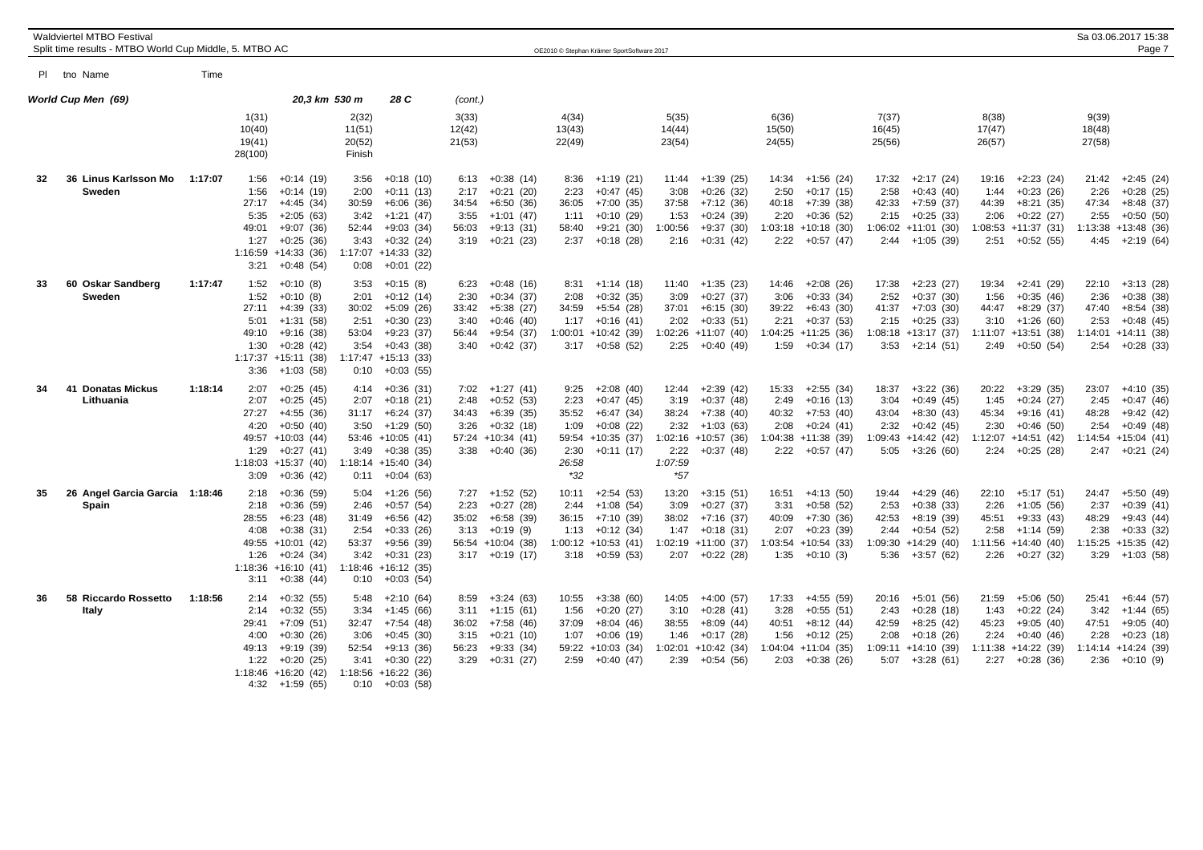Waldviertel MTBO Festival
Split time results - MTBO World Cup Middle, 5. MTBO AC

Sa 03.06.2017 15:38

OE2010 © Stephan Krämer SportSoftware 2017

### World Cup Men (69) — 20,3 km 530 m 28 C (cont.)

| Pl | tno Name | Time | 1(31) / 10(40) / 19(41) / 28(100) | 2(32) / 11(51) / 20(52) / Finish | 3(33) / 12(42) / 21(53) | 4(34) / 13(43) / 22(49) | 5(35) / 14(44) / 23(54) | 6(36) / 15(50) / 24(55) | 7(37) / 16(45) / 25(56) | 8(38) / 17(47) / 26(57) | 9(39) / 18(48) / 27(58) |
|---|---|---|---|---|---|---|---|---|---|---|---|
| 32 | 36 Linus Karlsson Mo, Sweden | 1:17:07 | 1:56 +0:14 (19) | 3:56 +0:18 (10) | 6:13 +0:38 (14) | 8:36 +1:19 (21) | 11:44 +1:39 (25) | 14:34 +1:56 (24) | 17:32 +2:17 (24) | 19:16 +2:23 (24) | 21:42 +2:45 (24) |
| | | | 1:56 +0:14 (19) | 2:00 +0:11 (13) | 2:17 +0:21 (20) | 2:23 +0:47 (45) | 3:08 +0:26 (32) | 2:50 +0:17 (15) | 2:58 +0:43 (40) | 1:44 +0:23 (26) | 2:26 +0:28 (25) |
| | | | 27:17 +4:45 (34) | 30:59 +6:06 (36) | 34:54 +6:50 (36) | 36:05 +7:00 (35) | 37:58 +7:12 (36) | 40:18 +7:39 (38) | 42:33 +7:59 (37) | 44:39 +8:21 (35) | 47:34 +8:48 (37) |
| | | | 5:35 +2:05 (63) | 3:42 +1:21 (47) | 3:55 +1:01 (47) | 1:11 +0:10 (29) | 1:53 +0:24 (39) | 2:20 +0:36 (52) | 2:15 +0:25 (33) | 2:06 +0:22 (27) | 2:55 +0:50 (50) |
| | | | 49:01 +9:07 (36) | 52:44 +9:03 (34) | 56:03 +9:13 (31) | 58:40 +9:21 (30) | 1:00:56 +9:37 (30) | 1:03:18 +10:18 (30) | 1:06:02 +11:01 (30) | 1:08:53 +11:37 (31) | 1:13:38 +13:48 (36) |
| | | | 1:27 +0:25 (36) | 3:43 +0:32 (24) | 3:19 +0:21 (23) | 2:37 +0:18 (28) | 2:16 +0:31 (42) | 2:22 +0:57 (47) | 2:44 +1:05 (39) | 2:51 +0:52 (55) | 4:45 +2:19 (64) |
| | | | 1:16:59 +14:33 (36) | 1:17:07 +14:33 (32) | | | | | | | |
| | | | 3:21 +0:48 (54) | 0:08 +0:01 (22) | | | | | | | |
| 33 | 60 Oskar Sandberg, Sweden | 1:17:47 | 1:52 +0:10 (8) | 3:53 +0:15 (8) | 6:23 +0:48 (16) | 8:31 +1:14 (18) | 11:40 +1:35 (23) | 14:46 +2:08 (26) | 17:38 +2:23 (27) | 19:34 +2:41 (29) | 22:10 +3:13 (28) |
| | | | 1:52 +0:10 (8) | 2:01 +0:12 (14) | 2:30 +0:34 (37) | 2:08 +0:32 (35) | 3:09 +0:27 (37) | 3:06 +0:33 (34) | 2:52 +0:37 (30) | 1:56 +0:35 (46) | 2:36 +0:38 (38) |
| | | | 27:11 +4:39 (33) | 30:02 +5:09 (26) | 33:42 +5:38 (27) | 34:59 +5:54 (28) | 37:01 +6:15 (30) | 39:22 +6:43 (30) | 41:37 +7:03 (30) | 44:47 +8:29 (37) | 47:40 +8:54 (38) |
| | | | 5:01 +1:31 (58) | 2:51 +0:30 (23) | 3:40 +0:46 (40) | 1:17 +0:16 (41) | 2:02 +0:33 (51) | 2:21 +0:37 (53) | 2:15 +0:25 (33) | 3:10 +1:26 (60) | 2:53 +0:48 (45) |
| | | | 49:10 +9:16 (38) | 53:04 +9:23 (37) | 56:44 +9:54 (37) | 1:00:01 +10:42 (39) | 1:02:26 +11:07 (40) | 1:04:25 +11:25 (36) | 1:08:18 +13:17 (37) | 1:11:07 +13:51 (38) | 1:14:01 +14:11 (38) |
| | | | 1:30 +0:28 (42) | 3:54 +0:43 (38) | 3:40 +0:42 (37) | 3:17 +0:58 (52) | 2:25 +0:40 (49) | 1:59 +0:34 (17) | 3:53 +2:14 (51) | 2:49 +0:50 (54) | 2:54 +0:28 (33) |
| | | | 1:17:37 +15:11 (38) | 1:17:47 +15:13 (33) | | | | | | | |
| | | | 3:36 +1:03 (58) | 0:10 +0:03 (55) | | | | | | | |
| 34 | 41 Donatas Mickus, Lithuania | 1:18:14 | 2:07 +0:25 (45) | 4:14 +0:36 (31) | 7:02 +1:27 (41) | 9:25 +2:08 (40) | 12:44 +2:39 (42) | 15:33 +2:55 (34) | 18:37 +3:22 (36) | 20:22 +3:29 (35) | 23:07 +4:10 (35) |
| | | | 2:07 +0:25 (45) | 2:07 +0:18 (21) | 2:48 +0:52 (53) | 2:23 +0:47 (45) | 3:19 +0:37 (48) | 2:49 +0:16 (13) | 3:04 +0:49 (45) | 1:45 +0:24 (27) | 2:45 +0:47 (46) |
| | | | 27:27 +4:55 (36) | 31:17 +6:24 (37) | 34:43 +6:39 (35) | 35:52 +6:47 (34) | 38:24 +7:38 (40) | 40:32 +7:53 (40) | 43:04 +8:30 (43) | 45:34 +9:16 (41) | 48:28 +9:42 (42) |
| | | | 4:20 +0:50 (40) | 3:50 +1:29 (50) | 3:26 +0:32 (18) | 1:09 +0:08 (22) | 2:32 +1:03 (63) | 2:08 +0:24 (41) | 2:32 +0:42 (45) | 2:30 +0:46 (50) | 2:54 +0:49 (48) |
| | | | 49:57 +10:03 (44) | 53:46 +10:05 (41) | 57:24 +10:34 (41) | 59:54 +10:35 (37) | 1:02:16 +10:57 (36) | 1:04:38 +11:38 (39) | 1:09:43 +14:42 (42) | 1:12:07 +14:51 (42) | 1:14:54 +15:04 (41) |
| | | | 1:29 +0:27 (41) | 3:49 +0:38 (35) | 3:38 +0:40 (36) | 2:30 +0:11 (17) | 2:22 +0:37 (48) | 2:22 +0:57 (47) | 5:05 +3:26 (60) | 2:24 +0:25 (28) | 2:47 +0:21 (24) |
| | | | 1:18:03 +15:37 (40) | 1:18:14 +15:40 (34) | | 26:58 | 1:07:59 | | | | |
| | | | 3:09 +0:36 (42) | 0:11 +0:04 (63) | | *32 | *57 | | | | |
| 35 | 26 Angel Garcia Garcia, Spain | 1:18:46 | 2:18 +0:36 (59) | 5:04 +1:26 (56) | 7:27 +1:52 (52) | 10:11 +2:54 (53) | 13:20 +3:15 (51) | 16:51 +4:13 (50) | 19:44 +4:29 (46) | 22:10 +5:17 (51) | 24:47 +5:50 (49) |
| | | | 2:18 +0:36 (59) | 2:46 +0:57 (54) | 2:23 +0:27 (28) | 2:44 +1:08 (54) | 3:09 +0:27 (37) | 3:31 +0:58 (52) | 2:53 +0:38 (33) | 2:26 +1:05 (56) | 2:37 +0:39 (41) |
| | | | 28:55 +6:23 (48) | 31:49 +6:56 (42) | 35:02 +6:58 (39) | 36:15 +7:10 (39) | 38:02 +7:16 (37) | 40:09 +7:30 (36) | 42:53 +8:19 (39) | 45:51 +9:33 (43) | 48:29 +9:43 (44) |
| | | | 4:08 +0:38 (31) | 2:54 +0:33 (26) | 3:13 +0:19 (9) | 1:13 +0:12 (34) | 1:47 +0:18 (31) | 2:07 +0:23 (39) | 2:44 +0:54 (52) | 2:58 +1:14 (59) | 2:38 +0:33 (32) |
| | | | 49:55 +10:01 (42) | 53:37 +9:56 (39) | 56:54 +10:04 (38) | 1:00:12 +10:53 (41) | 1:02:19 +11:00 (37) | 1:03:54 +10:54 (33) | 1:09:30 +14:29 (40) | 1:11:56 +14:40 (40) | 1:15:25 +15:35 (42) |
| | | | 1:26 +0:24 (34) | 3:42 +0:31 (23) | 3:17 +0:19 (17) | 3:18 +0:59 (53) | 2:07 +0:22 (28) | 1:35 +0:10 (3) | 5:36 +3:57 (62) | 2:26 +0:27 (32) | 3:29 +1:03 (58) |
| | | | 1:18:36 +16:10 (41) | 1:18:46 +16:12 (35) | | | | | | | |
| | | | 3:11 +0:38 (44) | 0:10 +0:03 (54) | | | | | | | |
| 36 | 58 Riccardo Rossetto, Italy | 1:18:56 | 2:14 +0:32 (55) | 5:48 +2:10 (64) | 8:59 +3:24 (63) | 10:55 +3:38 (60) | 14:05 +4:00 (57) | 17:33 +4:55 (59) | 20:16 +5:01 (56) | 21:59 +5:06 (50) | 25:41 +6:44 (57) |
| | | | 2:14 +0:32 (55) | 3:34 +1:45 (66) | 3:11 +1:15 (61) | 1:56 +0:20 (27) | 3:10 +0:28 (41) | 3:28 +0:55 (51) | 2:43 +0:28 (18) | 1:43 +0:22 (24) | 3:42 +1:44 (65) |
| | | | 29:41 +7:09 (51) | 32:47 +7:54 (48) | 36:02 +7:58 (46) | 37:09 +8:04 (46) | 38:55 +8:09 (44) | 40:51 +8:12 (44) | 42:59 +8:25 (42) | 45:23 +9:05 (40) | 47:51 +9:05 (40) |
| | | | 4:00 +0:30 (26) | 3:06 +0:45 (30) | 3:15 +0:21 (10) | 1:07 +0:06 (19) | 1:46 +0:17 (28) | 1:56 +0:12 (25) | 2:08 +0:18 (26) | 2:24 +0:40 (46) | 2:28 +0:23 (18) |
| | | | 49:13 +9:19 (39) | 52:54 +9:13 (36) | 56:23 +9:33 (34) | 59:22 +10:03 (34) | 1:02:01 +10:42 (34) | 1:04:04 +11:04 (35) | 1:09:11 +14:10 (39) | 1:11:38 +14:22 (39) | 1:14:14 +14:24 (39) |
| | | | 1:22 +0:20 (25) | 3:41 +0:30 (22) | 3:29 +0:31 (27) | 2:59 +0:40 (47) | 2:39 +0:54 (56) | 2:03 +0:38 (26) | 5:07 +3:28 (61) | 2:27 +0:28 (36) | 2:36 +0:10 (9) |
| | | | 1:18:46 +16:20 (42) | 1:18:56 +16:22 (36) | | | | | | | |
| | | | 4:32 +1:59 (65) | 0:10 +0:03 (58) | | | | | | | |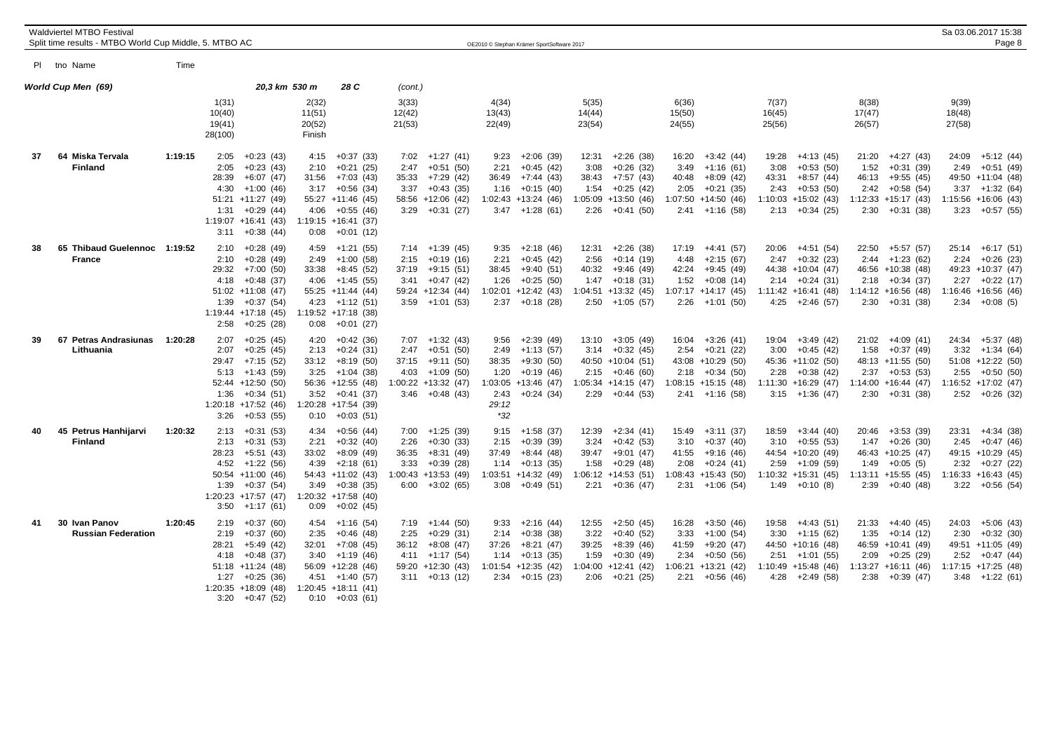## World Cup Men (69)

20,3 km 530 m 28 C (cont.)

| Pl | tno Name | Time | 1(31) / 10(40) / 19(41) / 28(100) | 2(32) / 11(51) / 20(52) / Finish | 3(33) / 12(42) / 21(53) | 4(34) / 13(43) / 22(49) | 5(35) / 14(44) / 23(54) | 6(36) / 15(50) / 24(55) | 7(37) / 16(45) / 25(56) | 8(38) / 17(47) / 26(57) | 9(39) / 18(48) / 27(58) |
|---|---|---|---|---|---|---|---|---|---|---|---|
| 37 | 64 Miska Tervala | 1:19:15 | 2:05 +0:23 (43) | 4:15 +0:37 (33) | 7:02 +1:27 (41) | 9:23 +2:06 (39) | 12:31 +2:26 (38) | 16:20 +3:42 (44) | 19:28 +4:13 (45) | 21:20 +4:27 (43) | 24:09 +5:12 (44) |
| | Finland | | 2:05 +0:23 (43) | 2:10 +0:21 (25) | 2:47 +0:51 (50) | 2:21 +0:45 (42) | 3:08 +0:26 (32) | 3:49 +1:16 (61) | 3:08 +0:53 (50) | 1:52 +0:31 (39) | 2:49 +0:51 (49) |
| | | | 28:39 +6:07 (47) | 31:56 +7:03 (43) | 35:33 +7:29 (42) | 36:49 +7:44 (43) | 38:43 +7:57 (43) | 40:48 +8:09 (42) | 43:31 +8:57 (44) | 46:13 +9:55 (45) | 49:50 +11:04 (48) |
| | | | 4:30 +1:00 (46) | 3:17 +0:56 (34) | 3:37 +0:43 (35) | 1:16 +0:15 (40) | 1:54 +0:25 (42) | 2:05 +0:21 (35) | 2:43 +0:53 (50) | 2:42 +0:58 (54) | 3:37 +1:32 (64) |
| | | | 51:21 +11:27 (49) | 55:27 +11:46 (45) | 58:56 +12:06 (42) | 1:02:43 +13:24 (46) | 1:05:09 +13:50 (46) | 1:07:50 +14:50 (46) | 1:10:03 +15:02 (43) | 1:12:33 +15:17 (43) | 1:15:56 +16:06 (43) |
| | | | 1:31 +0:29 (44) | 4:06 +0:55 (46) | 3:29 +0:31 (27) | 3:47 +1:28 (61) | 2:26 +0:41 (50) | 2:41 +1:16 (58) | 2:13 +0:34 (25) | 2:30 +0:31 (38) | 3:23 +0:57 (55) |
| | | | 1:19:07 +16:41 (43) | 1:19:15 +16:41 (37) | | | | | | | |
| | | | 3:11 +0:38 (44) | 0:08 +0:01 (12) | | | | | | | |
| 38 | 65 Thibaud Guelennoc | 1:19:52 | 2:10 +0:28 (49) | 4:59 +1:21 (55) | 7:14 +1:39 (45) | 9:35 +2:18 (46) | 12:31 +2:26 (38) | 17:19 +4:41 (57) | 20:06 +4:51 (54) | 22:50 +5:57 (57) | 25:14 +6:17 (51) |
| | France | | 2:10 +0:28 (49) | 2:49 +1:00 (58) | 2:15 +0:19 (16) | 2:21 +0:45 (42) | 2:56 +0:14 (19) | 4:48 +2:15 (67) | 2:47 +0:32 (23) | 2:44 +1:23 (62) | 2:24 +0:26 (23) |
| | | | 29:32 +7:00 (50) | 33:38 +8:45 (52) | 37:19 +9:15 (51) | 38:45 +9:40 (51) | 40:32 +9:46 (49) | 42:24 +9:45 (49) | 44:38 +10:04 (47) | 46:56 +10:38 (48) | 49:23 +10:37 (47) |
| | | | 4:18 +0:48 (37) | 4:06 +1:45 (55) | 3:41 +0:47 (42) | 1:26 +0:25 (50) | 1:47 +0:18 (31) | 1:52 +0:08 (14) | 2:14 +0:24 (31) | 2:18 +0:34 (37) | 2:27 +0:22 (17) |
| | | | 51:02 +11:08 (47) | 55:25 +11:44 (44) | 59:24 +12:34 (44) | 1:02:01 +12:42 (43) | 1:04:51 +13:32 (45) | 1:07:17 +14:17 (45) | 1:11:42 +16:41 (48) | 1:14:12 +16:56 (48) | 1:16:46 +16:56 (46) |
| | | | 1:39 +0:37 (54) | 4:23 +1:12 (51) | 3:59 +1:01 (53) | 2:37 +0:18 (28) | 2:50 +1:05 (57) | 2:26 +1:01 (50) | 4:25 +2:46 (57) | 2:30 +0:31 (38) | 2:34 +0:08 (5) |
| | | | 1:19:44 +17:18 (45) | 1:19:52 +17:18 (38) | | | | | | | |
| | | | 2:58 +0:25 (28) | 0:08 +0:01 (27) | | | | | | | |
| 39 | 67 Petras Andrasiunas | 1:20:28 | 2:07 +0:25 (45) | 4:20 +0:42 (36) | 7:07 +1:32 (43) | 9:56 +2:39 (49) | 13:10 +3:05 (49) | 16:04 +3:26 (41) | 19:04 +3:49 (42) | 21:02 +4:09 (41) | 24:34 +5:37 (48) |
| | Lithuania | | 2:07 +0:25 (45) | 2:13 +0:24 (31) | 2:47 +0:51 (50) | 2:49 +1:13 (57) | 3:14 +0:32 (45) | 2:54 +0:21 (22) | 3:00 +0:45 (42) | 1:58 +0:37 (49) | 3:32 +1:34 (64) |
| | | | 29:47 +7:15 (52) | 33:12 +8:19 (50) | 37:15 +9:11 (50) | 38:35 +9:30 (50) | 40:50 +10:04 (51) | 43:08 +10:29 (50) | 45:36 +11:02 (50) | 48:13 +11:55 (50) | 51:08 +12:22 (50) |
| | | | 5:13 +1:43 (59) | 3:25 +1:04 (38) | 4:03 +1:09 (50) | 1:20 +0:19 (46) | 2:15 +0:46 (60) | 2:18 +0:34 (50) | 2:28 +0:38 (42) | 2:37 +0:53 (53) | 2:55 +0:50 (50) |
| | | | 52:44 +12:50 (50) | 56:36 +12:55 (48) | 1:00:22 +13:32 (47) | 1:03:05 +13:46 (47) | 1:05:34 +14:15 (47) | 1:08:15 +15:15 (48) | 1:11:30 +16:29 (47) | 1:14:00 +16:44 (47) | 1:16:52 +17:02 (47) |
| | | | 1:36 +0:34 (51) | 3:52 +0:41 (37) | 3:46 +0:48 (43) | 2:43 +0:24 (34) | 2:29 +0:44 (53) | 2:41 +1:16 (58) | 3:15 +1:36 (47) | 2:30 +0:31 (38) | 2:52 +0:26 (32) |
| | | | 1:20:18 +17:52 (46) | 1:20:28 +17:54 (39) | | 29:12 | | | | | |
| | | | 3:26 +0:53 (55) | 0:10 +0:03 (51) | | *32 | | | | | |
| 40 | 45 Petrus Hanhijarvi | 1:20:32 | 2:13 +0:31 (53) | 4:34 +0:56 (44) | 7:00 +1:25 (39) | 9:15 +1:58 (37) | 12:39 +2:34 (41) | 15:49 +3:11 (37) | 18:59 +3:44 (40) | 20:46 +3:53 (39) | 23:31 +4:34 (38) |
| | Finland | | 2:13 +0:31 (53) | 2:21 +0:32 (40) | 2:26 +0:30 (33) | 2:15 +0:39 (39) | 3:24 +0:42 (53) | 3:10 +0:37 (40) | 3:10 +0:55 (53) | 1:47 +0:26 (30) | 2:45 +0:47 (46) |
| | | | 28:23 +5:51 (43) | 33:02 +8:09 (49) | 36:35 +8:31 (49) | 37:49 +8:44 (48) | 39:47 +9:01 (47) | 41:55 +9:16 (46) | 44:54 +10:20 (49) | 46:43 +10:25 (47) | 49:15 +10:29 (45) |
| | | | 4:52 +1:22 (56) | 4:39 +2:18 (61) | 3:33 +0:39 (28) | 1:14 +0:13 (35) | 1:58 +0:29 (48) | 2:08 +0:24 (41) | 2:59 +1:09 (59) | 1:49 +0:05 (5) | 2:32 +0:27 (22) |
| | | | 50:54 +11:00 (46) | 54:43 +11:02 (43) | 1:00:43 +13:53 (49) | 1:03:51 +14:32 (49) | 1:06:12 +14:53 (51) | 1:08:43 +15:43 (50) | 1:10:32 +15:31 (45) | 1:13:11 +15:55 (45) | 1:16:33 +16:43 (45) |
| | | | 1:39 +0:37 (54) | 3:49 +0:38 (35) | 6:00 +3:02 (65) | 3:08 +0:49 (51) | 2:21 +0:36 (47) | 2:31 +1:06 (54) | 1:49 +0:10 (8) | 2:39 +0:40 (48) | 3:22 +0:56 (54) |
| | | | 1:20:23 +17:57 (47) | 1:20:32 +17:58 (40) | | | | | | | |
| | | | 3:50 +1:17 (61) | 0:09 +0:02 (45) | | | | | | | |
| 41 | 30 Ivan Panov | 1:20:45 | 2:19 +0:37 (60) | 4:54 +1:16 (54) | 7:19 +1:44 (50) | 9:33 +2:16 (44) | 12:55 +2:50 (45) | 16:28 +3:50 (46) | 19:58 +4:43 (51) | 21:33 +4:40 (45) | 24:03 +5:06 (43) |
| | Russian Federation | | 2:19 +0:37 (60) | 2:35 +0:46 (48) | 2:25 +0:29 (31) | 2:14 +0:38 (38) | 3:22 +0:40 (52) | 3:33 +1:00 (54) | 3:30 +1:15 (62) | 1:35 +0:14 (12) | 2:30 +0:32 (30) |
| | | | 28:21 +5:49 (42) | 32:01 +7:08 (45) | 36:12 +8:08 (47) | 37:26 +8:21 (47) | 39:25 +8:39 (46) | 41:59 +9:20 (47) | 44:50 +10:16 (48) | 46:59 +10:41 (49) | 49:51 +11:05 (49) |
| | | | 4:18 +0:48 (37) | 3:40 +1:19 (46) | 4:11 +1:17 (54) | 1:14 +0:13 (35) | 1:59 +0:30 (49) | 2:34 +0:50 (56) | 2:51 +1:01 (55) | 2:09 +0:25 (29) | 2:52 +0:47 (44) |
| | | | 51:18 +11:24 (48) | 56:09 +12:28 (46) | 59:20 +12:30 (43) | 1:01:54 +12:35 (42) | 1:04:00 +12:41 (42) | 1:06:21 +13:21 (42) | 1:10:49 +15:48 (46) | 1:13:27 +16:11 (46) | 1:17:15 +17:25 (48) |
| | | | 1:27 +0:25 (36) | 4:51 +1:40 (57) | 3:11 +0:13 (12) | 2:34 +0:15 (23) | 2:06 +0:21 (25) | 2:21 +0:56 (46) | 4:28 +2:49 (58) | 2:38 +0:39 (47) | 3:48 +1:22 (61) |
| | | | 1:20:35 +18:09 (48) | 1:20:45 +18:11 (41) | | | | | | | |
| | | | 3:20 +0:47 (52) | 0:10 +0:03 (61) | | | | | | | |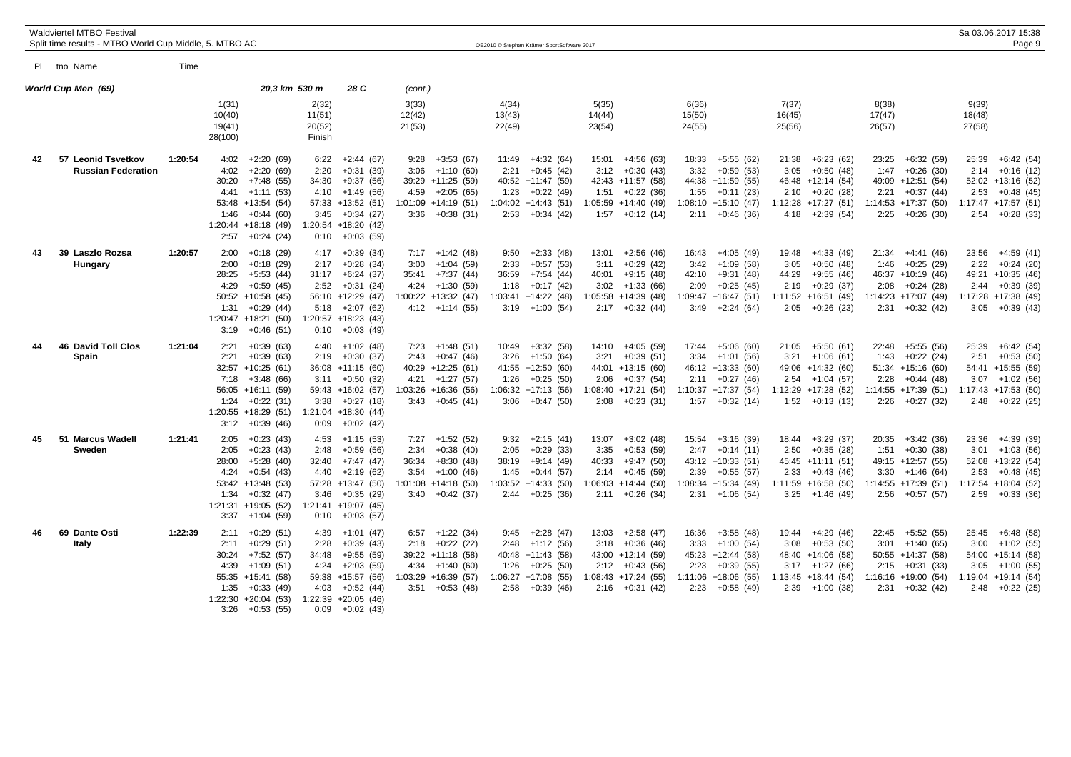Waldviertel MTBO Festival
Split time results - MTBO World Cup Middle, 5. MTBO AC

OE2010 © Stephan Krämer SportSoftware 2017

Sa 03.06.2017 15:38

| Pl | tno Name | Time | | | | | | | | | |
|---|---|---|---|---|---|---|---|---|---|---|---|
| **World Cup Men (69)** | | | 20,3 km 530 m 28 C | | (cont.) | | | | | | |
| | | | 1(31) 10(40) 19(41) 28(100) | 2(32) 11(51) 20(52) Finish | 3(33) 12(42) 21(53) | 4(34) 13(43) 22(49) | 5(35) 14(44) 23(54) | 6(36) 15(50) 24(55) | 7(37) 16(45) 25(56) | 8(38) 17(47) 26(57) | 9(39) 18(48) 27(58) |
| 42 | 57 Leonid Tsvetkov Russian Federation | 1:20:54 | 4:02 +2:20 (69) | 6:22 +2:44 (67) | 9:28 +3:53 (67) | 11:49 +4:32 (64) | 15:01 +4:56 (63) | 18:33 +5:55 (62) | 21:38 +6:23 (62) | 23:25 +6:32 (59) | 25:39 +6:42 (54) |
| | | | 4:02 +2:20 (69) | 2:20 +0:31 (39) | 3:06 +1:10 (60) | 2:21 +0:45 (42) | 3:12 +0:30 (43) | 3:32 +0:59 (53) | 3:05 +0:50 (48) | 1:47 +0:26 (30) | 2:14 +0:16 (12) |
| | | | 30:20 +7:48 (55) | 34:30 +9:37 (56) | 39:29 +11:25 (59) | 40:52 +11:47 (59) | 42:43 +11:57 (58) | 44:38 +11:59 (55) | 46:48 +12:14 (54) | 49:09 +12:51 (54) | 52:02 +13:16 (52) |
| | | | 4:41 +1:11 (53) | 4:10 +1:49 (56) | 4:59 +2:05 (65) | 1:23 +0:22 (49) | 1:51 +0:22 (36) | 1:55 +0:11 (23) | 2:10 +0:20 (28) | 2:21 +0:37 (44) | 2:53 +0:48 (45) |
| | | | 53:48 +13:54 (54) | 57:33 +13:52 (51) | 1:01:09 +14:19 (51) | 1:04:02 +14:43 (51) | 1:05:59 +14:40 (49) | 1:08:10 +15:10 (47) | 1:12:28 +17:27 (51) | 1:14:53 +17:37 (50) | 1:17:47 +17:57 (51) |
| | | | 1:46 +0:44 (60) | 3:45 +0:34 (27) | 3:36 +0:38 (31) | 2:53 +0:34 (42) | 1:57 +0:12 (14) | 2:11 +0:46 (36) | 4:18 +2:39 (54) | 2:25 +0:26 (30) | 2:54 +0:28 (33) |
| | | | 1:20:44 +18:18 (49) | 1:20:54 +18:20 (42) | | | | | | | |
| | | | 2:57 +0:24 (24) | 0:10 +0:03 (59) | | | | | | | |
| 43 | 39 Laszlo Rozsa Hungary | 1:20:57 | 2:00 +0:18 (29) | 4:17 +0:39 (34) | 7:17 +1:42 (48) | 9:50 +2:33 (48) | 13:01 +2:56 (46) | 16:43 +4:05 (49) | 19:48 +4:33 (49) | 21:34 +4:41 (46) | 23:56 +4:59 (41) |
| | | | 2:00 +0:18 (29) | 2:17 +0:28 (34) | 3:00 +1:04 (59) | 2:33 +0:57 (53) | 3:11 +0:29 (42) | 3:42 +1:09 (58) | 3:05 +0:50 (48) | 1:46 +0:25 (29) | 2:22 +0:24 (20) |
| | | | 28:25 +5:53 (44) | 31:17 +6:24 (37) | 35:41 +7:37 (44) | 36:59 +7:54 (44) | 40:01 +9:15 (48) | 42:10 +9:31 (48) | 44:29 +9:55 (46) | 46:37 +10:19 (46) | 49:21 +10:35 (46) |
| | | | 4:29 +0:59 (45) | 2:52 +0:31 (24) | 4:24 +1:30 (59) | 1:18 +0:17 (42) | 3:02 +1:33 (66) | 2:09 +0:25 (45) | 2:19 +0:29 (37) | 2:08 +0:24 (28) | 2:44 +0:39 (39) |
| | | | 50:52 +10:58 (45) | 56:10 +12:29 (47) | 1:00:22 +13:32 (47) | 1:03:41 +14:22 (48) | 1:05:58 +14:39 (48) | 1:09:47 +16:47 (51) | 1:11:52 +16:51 (49) | 1:14:23 +17:07 (49) | 1:17:28 +17:38 (49) |
| | | | 1:31 +0:29 (44) | 5:18 +2:07 (62) | 4:12 +1:14 (55) | 3:19 +1:00 (54) | 2:17 +0:32 (44) | 3:49 +2:24 (64) | 2:05 +0:26 (23) | 2:31 +0:32 (42) | 3:05 +0:39 (43) |
| | | | 1:20:47 +18:21 (50) | 1:20:57 +18:23 (43) | | | | | | | |
| | | | 3:19 +0:46 (51) | 0:10 +0:03 (49) | | | | | | | |
| 44 | 46 David Toll Clos Spain | 1:21:04 | 2:21 +0:39 (63) | 4:40 +1:02 (48) | 7:23 +1:48 (51) | 10:49 +3:32 (58) | 14:10 +4:05 (59) | 17:44 +5:06 (60) | 21:05 +5:50 (61) | 22:48 +5:55 (56) | 25:39 +6:42 (54) |
| | | | 2:21 +0:39 (63) | 2:19 +0:30 (37) | 2:43 +0:47 (46) | 3:26 +1:50 (64) | 3:21 +0:39 (51) | 3:34 +1:01 (56) | 3:21 +1:06 (61) | 1:43 +0:22 (24) | 2:51 +0:53 (50) |
| | | | 32:57 +10:25 (61) | 36:08 +11:15 (60) | 40:29 +12:25 (61) | 41:55 +12:50 (60) | 44:01 +13:15 (60) | 46:12 +13:33 (60) | 49:06 +14:32 (60) | 51:34 +15:16 (60) | 54:41 +15:55 (59) |
| | | | 7:18 +3:48 (66) | 3:11 +0:50 (32) | 4:21 +1:27 (57) | 1:26 +0:25 (50) | 2:06 +0:37 (54) | 2:11 +0:27 (46) | 2:54 +1:04 (57) | 2:28 +0:44 (48) | 3:07 +1:02 (56) |
| | | | 56:05 +16:11 (59) | 59:43 +16:02 (57) | 1:03:26 +16:36 (56) | 1:06:32 +17:13 (56) | 1:08:40 +17:21 (54) | 1:10:37 +17:37 (54) | 1:12:29 +17:28 (52) | 1:14:55 +17:39 (51) | 1:17:43 +17:53 (50) |
| | | | 1:24 +0:22 (31) | 3:38 +0:27 (18) | 3:43 +0:45 (41) | 3:06 +0:47 (50) | 2:08 +0:23 (31) | 1:57 +0:32 (14) | 1:52 +0:13 (13) | 2:26 +0:27 (32) | 2:48 +0:22 (25) |
| | | | 1:20:55 +18:29 (51) | 1:21:04 +18:30 (44) | | | | | | | |
| | | | 3:12 +0:39 (46) | 0:09 +0:02 (42) | | | | | | | |
| 45 | 51 Marcus Wadell Sweden | 1:21:41 | 2:05 +0:23 (43) | 4:53 +1:15 (53) | 7:27 +1:52 (52) | 9:32 +2:15 (41) | 13:07 +3:02 (48) | 15:54 +3:16 (39) | 18:44 +3:29 (37) | 20:35 +3:42 (36) | 23:36 +4:39 (39) |
| | | | 2:05 +0:23 (43) | 2:48 +0:59 (56) | 2:34 +0:38 (40) | 2:05 +0:29 (33) | 3:35 +0:53 (59) | 2:47 +0:14 (11) | 2:50 +0:35 (28) | 1:51 +0:30 (38) | 3:01 +1:03 (56) |
| | | | 28:00 +5:28 (40) | 32:40 +7:47 (47) | 36:34 +8:30 (48) | 38:19 +9:14 (49) | 40:33 +9:47 (50) | 43:12 +10:33 (51) | 45:45 +11:11 (51) | 49:15 +12:57 (55) | 52:08 +13:22 (54) |
| | | | 4:24 +0:54 (43) | 4:40 +2:19 (62) | 3:54 +1:00 (46) | 1:45 +0:44 (57) | 2:14 +0:45 (59) | 2:39 +0:55 (57) | 2:33 +0:43 (46) | 3:30 +1:46 (64) | 2:53 +0:48 (45) |
| | | | 53:42 +13:48 (53) | 57:28 +13:47 (50) | 1:01:08 +14:18 (50) | 1:03:52 +14:33 (50) | 1:06:03 +14:44 (50) | 1:08:34 +15:34 (49) | 1:11:59 +16:58 (50) | 1:14:55 +17:39 (51) | 1:17:54 +18:04 (52) |
| | | | 1:34 +0:32 (47) | 3:46 +0:35 (29) | 3:40 +0:42 (37) | 2:44 +0:25 (36) | 2:11 +0:26 (34) | 2:31 +1:06 (54) | 3:25 +1:46 (49) | 2:56 +0:57 (57) | 2:59 +0:33 (36) |
| | | | 1:21:31 +19:05 (52) | 1:21:41 +19:07 (45) | | | | | | | |
| | | | 3:37 +1:04 (59) | 0:10 +0:03 (57) | | | | | | | |
| 46 | 69 Dante Osti Italy | 1:22:39 | 2:11 +0:29 (51) | 4:39 +1:01 (47) | 6:57 +1:22 (34) | 9:45 +2:28 (47) | 13:03 +2:58 (47) | 16:36 +3:58 (48) | 19:44 +4:29 (46) | 22:45 +5:52 (55) | 25:45 +6:48 (58) |
| | | | 2:11 +0:29 (51) | 2:28 +0:39 (43) | 2:18 +0:22 (22) | 2:48 +1:12 (56) | 3:18 +0:36 (46) | 3:33 +1:00 (54) | 3:08 +0:53 (50) | 3:01 +1:40 (65) | 3:00 +1:02 (55) |
| | | | 30:24 +7:52 (57) | 34:48 +9:55 (59) | 39:22 +11:18 (58) | 40:48 +11:43 (58) | 43:00 +12:14 (59) | 45:23 +12:44 (58) | 48:40 +14:06 (58) | 50:55 +14:37 (58) | 54:00 +15:14 (58) |
| | | | 4:39 +1:09 (51) | 4:24 +2:03 (59) | 4:34 +1:40 (60) | 1:26 +0:25 (50) | 2:12 +0:43 (56) | 2:23 +0:39 (55) | 3:17 +1:27 (66) | 2:15 +0:31 (33) | 3:05 +1:00 (55) |
| | | | 55:35 +15:41 (58) | 59:38 +15:57 (56) | 1:03:29 +16:39 (57) | 1:06:27 +17:08 (55) | 1:08:43 +17:24 (55) | 1:11:06 +18:06 (55) | 1:13:45 +18:44 (54) | 1:16:16 +19:00 (54) | 1:19:04 +19:14 (54) |
| | | | 1:35 +0:33 (49) | 4:03 +0:52 (44) | 3:51 +0:53 (48) | 2:58 +0:39 (46) | 2:16 +0:31 (42) | 2:23 +0:58 (49) | 2:39 +1:00 (38) | 2:31 +0:32 (42) | 2:48 +0:22 (25) |
| | | | 1:22:30 +20:04 (53) | 1:22:39 +20:05 (46) | | | | | | | |
| | | | 3:26 +0:53 (55) | 0:09 +0:02 (43) | | | | | | | |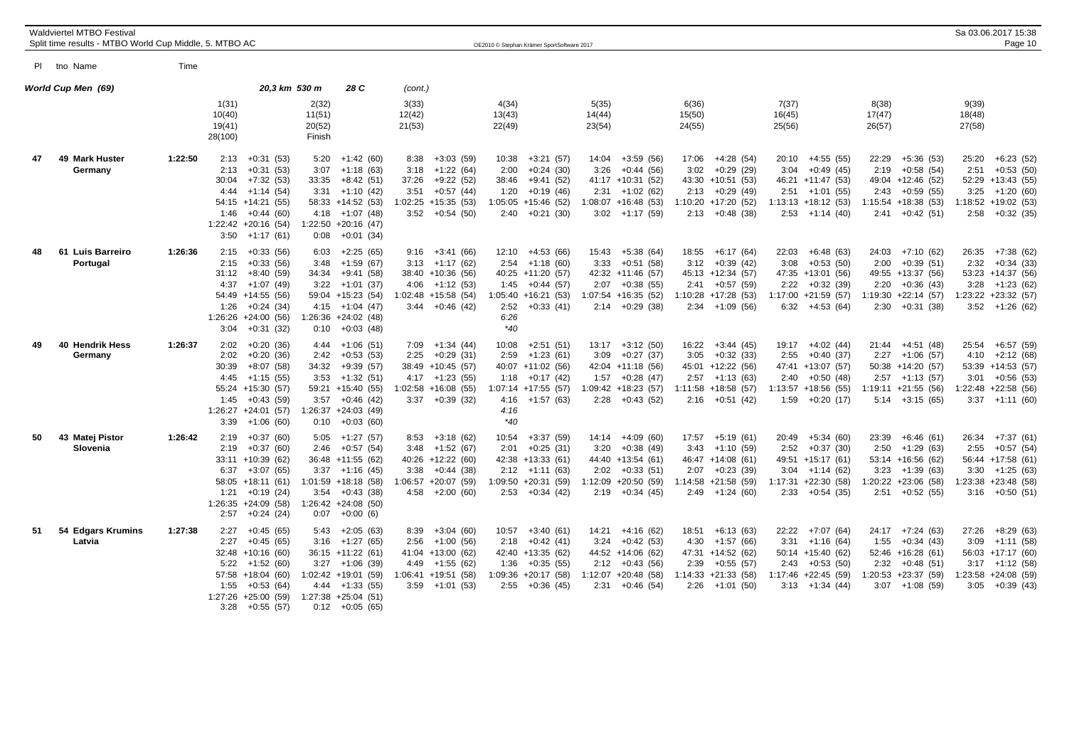Waldviertel MTBO Festival
Split time results - MTBO World Cup Middle, 5. MTBO AC

Sa 03.06.2017 15:38

## World Cup Men (69) — 20,3 km 530 m 28 C (cont.)

| Pl | tno Name | Time | 1(31) / 10(40) / 19(41) / 28(100) | 2(32) / 11(51) / 20(52) / Finish | 3(33) / 12(42) / 21(53) | 4(34) / 13(43) / 22(49) | 5(35) / 14(44) / 23(54) | 6(36) / 15(50) / 24(55) | 7(37) / 16(45) / 25(56) | 8(38) / 17(47) / 26(57) | 9(39) / 18(48) / 27(58) |
|---|---|---|---|---|---|---|---|---|---|---|---|
| 47 | 49 Mark Huster, Germany | 1:22:50 | 2:13 +0:31 (53) | 5:20 +1:42 (60) | 8:38 +3:03 (59) | 10:38 +3:21 (57) | 14:04 +3:59 (56) | 17:06 +4:28 (54) | 20:10 +4:55 (55) | 22:29 +5:36 (53) | 25:20 +6:23 (52) |
| | | | 2:13 +0:31 (53) | 3:07 +1:18 (63) | 3:18 +1:22 (64) | 2:00 +0:24 (30) | 3:26 +0:44 (56) | 3:02 +0:29 (29) | 3:04 +0:49 (45) | 2:19 +0:58 (54) | 2:51 +0:53 (50) |
| | | | 30:04 +7:32 (53) | 33:35 +8:42 (51) | 37:26 +9:22 (52) | 38:46 +9:41 (52) | 41:17 +10:31 (52) | 43:30 +10:51 (53) | 46:21 +11:47 (53) | 49:04 +12:46 (52) | 52:29 +13:43 (55) |
| | | | 4:44 +1:14 (54) | 3:31 +1:10 (42) | 3:51 +0:57 (44) | 1:20 +0:19 (46) | 2:31 +1:02 (62) | 2:13 +0:29 (49) | 2:51 +1:01 (55) | 2:43 +0:59 (55) | 3:25 +1:20 (60) |
| | | | 54:15 +14:21 (55) | 58:33 +14:52 (53) | 1:02:25 +15:35 (53) | 1:05:05 +15:46 (52) | 1:08:07 +16:48 (53) | 1:10:20 +17:20 (52) | 1:13:13 +18:12 (53) | 1:15:54 +18:38 (53) | 1:18:52 +19:02 (53) |
| | | | 1:46 +0:44 (60) | 4:18 +1:07 (48) | 3:52 +0:54 (50) | 2:40 +0:21 (30) | 3:02 +1:17 (59) | 2:13 +0:48 (38) | 2:53 +1:14 (40) | 2:41 +0:42 (51) | 2:58 +0:32 (35) |
| | | | 1:22:42 +20:16 (54) | 1:22:50 +20:16 (47) | | | | | | | |
| | | | 3:50 +1:17 (61) | 0:08 +0:01 (34) | | | | | | | |
| 48 | 61 Luis Barreiro, Portugal | 1:26:36 | 2:15 +0:33 (56) | 6:03 +2:25 (65) | 9:16 +3:41 (66) | 12:10 +4:53 (66) | 15:43 +5:38 (64) | 18:55 +6:17 (64) | 22:03 +6:48 (63) | 24:03 +7:10 (62) | 26:35 +7:38 (62) |
| | | | 2:15 +0:33 (56) | 3:48 +1:59 (67) | 3:13 +1:17 (62) | 2:54 +1:18 (60) | 3:33 +0:51 (58) | 3:12 +0:39 (42) | 3:08 +0:53 (50) | 2:00 +0:39 (51) | 2:32 +0:34 (33) |
| | | | 31:12 +8:40 (59) | 34:34 +9:41 (58) | 38:40 +10:36 (56) | 40:25 +11:20 (57) | 42:32 +11:46 (57) | 45:13 +12:34 (57) | 47:35 +13:01 (56) | 49:55 +13:37 (56) | 53:23 +14:37 (56) |
| | | | 4:37 +1:07 (49) | 3:22 +1:01 (37) | 4:06 +1:12 (53) | 1:45 +0:44 (57) | 2:07 +0:38 (55) | 2:41 +0:57 (59) | 2:22 +0:32 (39) | 2:20 +0:36 (43) | 3:28 +1:23 (62) |
| | | | 54:49 +14:55 (56) | 59:04 +15:23 (54) | 1:02:48 +15:58 (54) | 1:05:40 +16:21 (53) | 1:07:54 +16:35 (52) | 1:10:28 +17:28 (53) | 1:17:00 +21:59 (57) | 1:19:30 +22:14 (57) | 1:23:22 +23:32 (57) |
| | | | 1:26 +0:24 (34) | 4:15 +1:04 (47) | 3:44 +0:46 (42) | 2:52 +0:33 (41) | 2:14 +0:29 (38) | 2:34 +1:09 (56) | 6:32 +4:53 (64) | 2:30 +0:31 (38) | 3:52 +1:26 (62) |
| | | | 1:26:26 +24:00 (56) | 1:26:36 +24:02 (48) | | 6:26 | | | | | |
| | | | 3:04 +0:31 (32) | 0:10 +0:03 (48) | | *40 | | | | | |
| 49 | 40 Hendrik Hess, Germany | 1:26:37 | 2:02 +0:20 (36) | 4:44 +1:06 (51) | 7:09 +1:34 (44) | 10:08 +2:51 (51) | 13:17 +3:12 (50) | 16:22 +3:44 (45) | 19:17 +4:02 (44) | 21:44 +4:51 (48) | 25:54 +6:57 (59) |
| | | | 2:02 +0:20 (36) | 2:42 +0:53 (53) | 2:25 +0:29 (31) | 2:59 +1:23 (61) | 3:09 +0:27 (37) | 3:05 +0:32 (33) | 2:55 +0:40 (37) | 2:27 +1:06 (57) | 4:10 +2:12 (68) |
| | | | 30:39 +8:07 (58) | 34:32 +9:39 (57) | 38:49 +10:45 (57) | 40:07 +11:02 (56) | 42:04 +11:18 (56) | 45:01 +12:22 (56) | 47:41 +13:07 (57) | 50:38 +14:20 (57) | 53:39 +14:53 (57) |
| | | | 4:45 +1:15 (55) | 3:53 +1:32 (51) | 4:17 +1:23 (55) | 1:18 +0:17 (42) | 1:57 +0:28 (47) | 2:57 +1:13 (63) | 2:40 +0:50 (48) | 2:57 +1:13 (57) | 3:01 +0:56 (53) |
| | | | 55:24 +15:30 (57) | 59:21 +15:40 (55) | 1:02:58 +16:08 (55) | 1:07:14 +17:55 (57) | 1:09:42 +18:23 (57) | 1:11:58 +18:58 (57) | 1:13:57 +18:56 (55) | 1:19:11 +21:55 (56) | 1:22:48 +22:58 (56) |
| | | | 1:45 +0:43 (59) | 3:57 +0:46 (42) | 3:37 +0:39 (32) | 4:16 +1:57 (63) | 2:28 +0:43 (52) | 2:16 +0:51 (42) | 1:59 +0:20 (17) | 5:14 +3:15 (65) | 3:37 +1:11 (60) |
| | | | 1:26:27 +24:01 (57) | 1:26:37 +24:03 (49) | | 4:16 | | | | | |
| | | | 3:39 +1:06 (60) | 0:10 +0:03 (60) | | *40 | | | | | |
| 50 | 43 Matej Pistor, Slovenia | 1:26:42 | 2:19 +0:37 (60) | 5:05 +1:27 (57) | 8:53 +3:18 (62) | 10:54 +3:37 (59) | 14:14 +4:09 (60) | 17:57 +5:19 (61) | 20:49 +5:34 (60) | 23:39 +6:46 (61) | 26:34 +7:37 (61) |
| | | | 2:19 +0:37 (60) | 2:46 +0:57 (54) | 3:48 +1:52 (67) | 2:01 +0:25 (31) | 3:20 +0:38 (49) | 3:43 +1:10 (59) | 2:52 +0:37 (30) | 2:50 +1:29 (63) | 2:55 +0:57 (54) |
| | | | 33:11 +10:39 (62) | 36:48 +11:55 (62) | 40:26 +12:22 (60) | 42:38 +13:33 (61) | 44:40 +13:54 (61) | 46:47 +14:08 (61) | 49:51 +15:17 (61) | 53:14 +16:56 (62) | 56:44 +17:58 (61) |
| | | | 6:37 +3:07 (65) | 3:37 +1:16 (45) | 3:38 +0:44 (38) | 2:12 +1:11 (63) | 2:02 +0:33 (51) | 2:07 +0:23 (39) | 3:04 +1:14 (62) | 3:23 +1:39 (63) | 3:30 +1:25 (63) |
| | | | 58:05 +18:11 (61) | 1:01:59 +18:18 (58) | 1:06:57 +20:07 (59) | 1:09:50 +20:31 (59) | 1:12:09 +20:50 (59) | 1:14:58 +21:58 (59) | 1:17:31 +22:30 (58) | 1:20:22 +23:06 (58) | 1:23:38 +23:48 (58) |
| | | | 1:21 +0:19 (24) | 3:54 +0:43 (38) | 4:58 +2:00 (60) | 2:53 +0:34 (42) | 2:19 +0:34 (45) | 2:49 +1:24 (60) | 2:33 +0:54 (35) | 2:51 +0:52 (55) | 3:16 +0:50 (51) |
| | | | 1:26:35 +24:09 (58) | 1:26:42 +24:08 (50) | | | | | | | |
| | | | 2:57 +0:24 (24) | 0:07 +0:00 (6) | | | | | | | |
| 51 | 54 Edgars Krumins, Latvia | 1:27:38 | 2:27 +0:45 (65) | 5:43 +2:05 (63) | 8:39 +3:04 (60) | 10:57 +3:40 (61) | 14:21 +4:16 (62) | 18:51 +6:13 (63) | 22:22 +7:07 (64) | 24:17 +7:24 (63) | 27:26 +8:29 (63) |
| | | | 2:27 +0:45 (65) | 3:16 +1:27 (65) | 2:56 +1:00 (56) | 2:18 +0:42 (41) | 3:24 +0:42 (53) | 4:30 +1:57 (66) | 3:31 +1:16 (64) | 1:55 +0:34 (43) | 3:09 +1:11 (58) |
| | | | 32:48 +10:16 (60) | 36:15 +11:22 (61) | 41:04 +13:00 (62) | 42:40 +13:35 (62) | 44:52 +14:06 (62) | 47:31 +14:52 (62) | 50:14 +15:40 (62) | 52:46 +16:28 (61) | 56:03 +17:17 (60) |
| | | | 5:22 +1:52 (60) | 3:27 +1:06 (39) | 4:49 +1:55 (62) | 1:36 +0:35 (55) | 2:12 +0:43 (56) | 2:39 +0:55 (57) | 2:43 +0:53 (50) | 2:32 +0:48 (51) | 3:17 +1:12 (58) |
| | | | 57:58 +18:04 (60) | 1:02:42 +19:01 (59) | 1:06:41 +19:51 (58) | 1:09:36 +20:17 (58) | 1:12:07 +20:48 (58) | 1:14:33 +21:33 (58) | 1:17:46 +22:45 (59) | 1:20:53 +23:37 (59) | 1:23:58 +24:08 (59) |
| | | | 1:55 +0:53 (64) | 4:44 +1:33 (55) | 3:59 +1:01 (53) | 2:55 +0:36 (45) | 2:31 +0:46 (54) | 2:26 +1:01 (50) | 3:13 +1:34 (44) | 3:07 +1:08 (59) | 3:05 +0:39 (43) |
| | | | 1:27:26 +25:00 (59) | 1:27:38 +25:04 (51) | | | | | | | |
| | | | 3:28 +0:55 (57) | 0:12 +0:05 (65) | | | | | | | |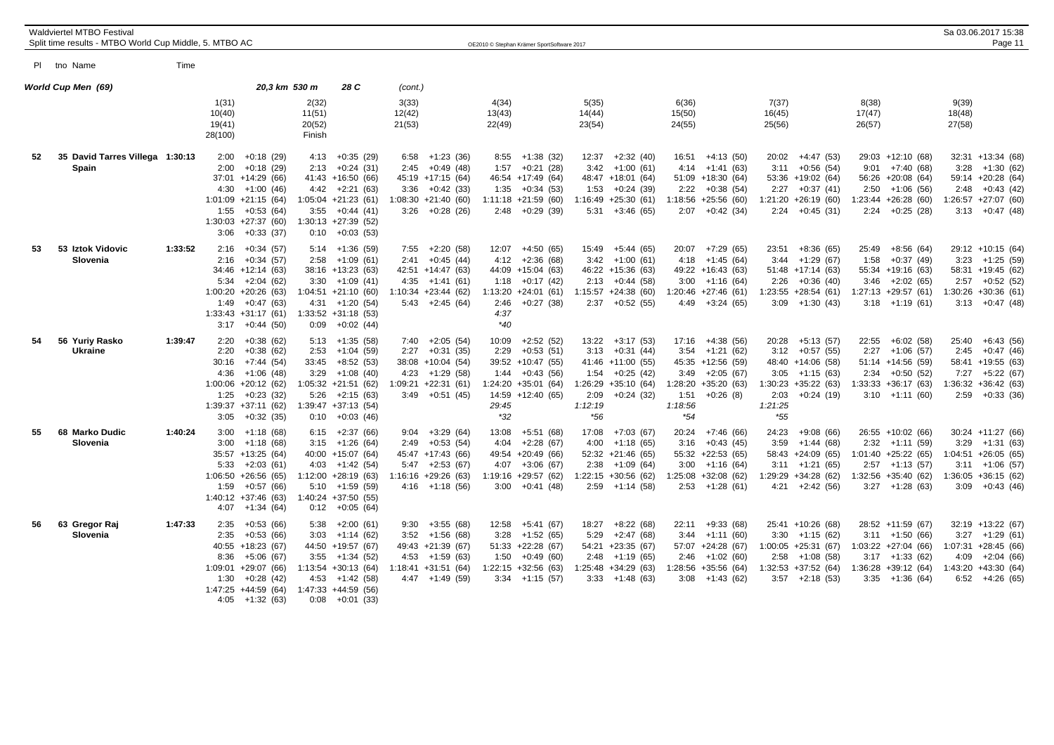**World Cup Men (69)** 20,3 km 530 m 28 C (cont.)

| Pl | tno Name | Time | 1(31) / 10(40) / 19(41) / 28(100) | 2(32) / 11(51) / 20(52) / Finish | 3(33) / 12(42) / 21(53) | 4(34) / 13(43) / 22(49) | 5(35) / 14(44) / 23(54) | 6(36) / 15(50) / 24(55) | 7(37) / 16(45) / 25(56) | 8(38) / 17(47) / 26(57) | 9(39) / 18(48) / 27(58) |
|---|---|---|---|---|---|---|---|---|---|---|---|
| 52 | 35 David Tarres Villega | 1:30:13 | 2:00 +0:18 (29) | 4:13 +0:35 (29) | 6:58 +1:23 (36) | 8:55 +1:38 (32) | 12:37 +2:32 (40) | 16:51 +4:13 (50) | 20:02 +4:47 (53) | 29:03 +12:10 (68) | 32:31 +13:34 (68) |
| | Spain | | 2:00 +0:18 (29) | 2:13 +0:24 (31) | 2:45 +0:49 (48) | 1:57 +0:21 (28) | 3:42 +1:00 (61) | 4:14 +1:41 (63) | 3:11 +0:56 (54) | 9:01 +7:40 (68) | 3:28 +1:30 (62) |
| | | | 37:01 +14:29 (66) | 41:43 +16:50 (66) | 45:19 +17:15 (64) | 46:54 +17:49 (64) | 48:47 +18:01 (64) | 51:09 +18:30 (64) | 53:36 +19:02 (64) | 56:26 +20:08 (64) | 59:14 +20:28 (64) |
| | | | 4:30 +1:00 (46) | 4:42 +2:21 (63) | 3:36 +0:42 (33) | 1:35 +0:34 (53) | 1:53 +0:24 (39) | 2:22 +0:38 (54) | 2:27 +0:37 (41) | 2:50 +1:06 (56) | 2:48 +0:43 (42) |
| | | | 1:01:09 +21:15 (64) | 1:05:04 +21:23 (61) | 1:08:30 +21:40 (60) | 1:11:18 +21:59 (60) | 1:16:49 +25:30 (61) | 1:18:56 +25:56 (60) | 1:21:20 +26:19 (60) | 1:23:44 +26:28 (60) | 1:26:57 +27:07 (60) |
| | | | 1:55 +0:53 (64) | 3:55 +0:44 (41) | 3:26 +0:28 (26) | 2:48 +0:29 (39) | 5:31 +3:46 (65) | 2:07 +0:42 (34) | 2:24 +0:45 (31) | 2:24 +0:25 (28) | 3:13 +0:47 (48) |
| | | | 1:30:03 +27:37 (60) | 1:30:13 +27:39 (52) | | | | | | | |
| | | | 3:06 +0:33 (37) | 0:10 +0:03 (53) | | | | | | | |
| 53 | 53 Iztok Vidovic | 1:33:52 | 2:16 +0:34 (57) | 5:14 +1:36 (59) | 7:55 +2:20 (58) | 12:07 +4:50 (65) | 15:49 +5:44 (65) | 20:07 +7:29 (65) | 23:51 +8:36 (65) | 25:49 +8:56 (64) | 29:12 +10:15 (64) |
| | Slovenia | | 2:16 +0:34 (57) | 2:58 +1:09 (61) | 2:41 +0:45 (44) | 4:12 +2:36 (68) | 3:42 +1:00 (61) | 4:18 +1:45 (64) | 3:44 +1:29 (67) | 1:58 +0:37 (49) | 3:23 +1:25 (59) |
| | | | 34:46 +12:14 (63) | 38:16 +13:23 (63) | 42:51 +14:47 (63) | 44:09 +15:04 (63) | 46:22 +15:36 (63) | 49:22 +16:43 (63) | 51:48 +17:14 (63) | 55:34 +19:16 (63) | 58:31 +19:45 (62) |
| | | | 5:34 +2:04 (62) | 3:30 +1:09 (41) | 4:35 +1:41 (61) | 1:18 +0:17 (42) | 2:13 +0:44 (58) | 3:00 +1:16 (64) | 2:26 +0:36 (40) | 3:46 +2:02 (65) | 2:57 +0:52 (52) |
| | | | 1:00:20 +20:26 (63) | 1:04:51 +21:10 (60) | 1:10:34 +23:44 (62) | 1:13:20 +24:01 (61) | 1:15:57 +24:38 (60) | 1:20:46 +27:46 (61) | 1:23:55 +28:54 (61) | 1:27:13 +29:57 (61) | 1:30:26 +30:36 (61) |
| | | | 1:49 +0:47 (63) | 4:31 +1:20 (54) | 5:43 +2:45 (64) | 2:46 +0:27 (38) | 2:37 +0:52 (55) | 4:49 +3:24 (65) | 3:09 +1:30 (43) | 3:18 +1:19 (61) | 3:13 +0:47 (48) |
| | | | | | | 4:37 | | | | | |
| | | | | | | *40 | | | | | |
| | | | 1:33:43 +31:17 (61) | 1:33:52 +31:18 (53) | | | | | | | |
| | | | 3:17 +0:44 (50) | 0:09 +0:02 (44) | | | | | | | |
| 54 | 56 Yuriy Rasko | 1:39:47 | 2:20 +0:38 (62) | 5:13 +1:35 (58) | 7:40 +2:05 (54) | 10:09 +2:52 (52) | 13:22 +3:17 (53) | 17:16 +4:38 (56) | 20:28 +5:13 (57) | 22:55 +6:02 (58) | 25:40 +6:43 (56) |
| | Ukraine | | 2:20 +0:38 (62) | 2:53 +1:04 (59) | 2:27 +0:31 (35) | 2:29 +0:53 (51) | 3:13 +0:31 (44) | 3:54 +1:21 (62) | 3:12 +0:57 (55) | 2:27 +1:06 (57) | 2:45 +0:47 (46) |
| | | | 30:16 +7:44 (54) | 33:45 +8:52 (53) | 38:08 +10:04 (54) | 39:52 +10:47 (55) | 41:46 +11:00 (55) | 45:35 +12:56 (59) | 48:40 +14:06 (58) | 51:14 +14:56 (59) | 58:41 +19:55 (63) |
| | | | 4:36 +1:06 (48) | 3:29 +1:08 (40) | 4:23 +1:29 (58) | 1:44 +0:43 (56) | 1:54 +0:25 (42) | 3:49 +2:05 (67) | 3:05 +1:15 (63) | 2:34 +0:50 (52) | 7:27 +5:22 (67) |
| | | | 1:00:06 +20:12 (62) | 1:05:32 +21:51 (62) | 1:09:21 +22:31 (61) | 1:24:20 +35:01 (64) | 1:26:29 +35:10 (64) | 1:28:20 +35:20 (63) | 1:30:23 +35:22 (63) | 1:33:33 +36:17 (63) | 1:36:32 +36:42 (63) |
| | | | 1:25 +0:23 (32) | 5:26 +2:15 (63) | 3:49 +0:51 (45) | 14:59 +12:40 (65) | 2:09 +0:24 (32) | 1:51 +0:26 (8) | 2:03 +0:24 (19) | 3:10 +1:11 (60) | 2:59 +0:33 (36) |
| | | | | | | 29:45 | 1:12:19 | 1:18:56 | 1:21:25 | | |
| | | | | | | *32 | *56 | *54 | *55 | | |
| | | | 1:39:37 +37:11 (62) | 1:39:47 +37:13 (54) | | | | | | | |
| | | | 3:05 +0:32 (35) | 0:10 +0:03 (46) | | | | | | | |
| 55 | 68 Marko Dudic | 1:40:24 | 3:00 +1:18 (68) | 6:15 +2:37 (66) | 9:04 +3:29 (64) | 13:08 +5:51 (68) | 17:08 +7:03 (67) | 20:24 +7:46 (66) | 24:23 +9:08 (66) | 26:55 +10:02 (66) | 30:24 +11:27 (66) |
| | Slovenia | | 3:00 +1:18 (68) | 3:15 +1:26 (64) | 2:49 +0:53 (54) | 4:04 +2:28 (67) | 4:00 +1:18 (65) | 3:16 +0:43 (45) | 3:59 +1:44 (68) | 2:32 +1:11 (59) | 3:29 +1:31 (63) |
| | | | 35:57 +13:25 (64) | 40:00 +15:07 (64) | 45:47 +17:43 (66) | 49:54 +20:49 (66) | 52:32 +21:46 (65) | 55:32 +22:53 (65) | 58:43 +24:09 (65) | 1:01:40 +25:22 (65) | 1:04:51 +26:05 (65) |
| | | | 5:33 +2:03 (61) | 4:03 +1:42 (54) | 5:47 +2:53 (67) | 4:07 +3:06 (67) | 2:38 +1:09 (64) | 3:00 +1:16 (64) | 3:11 +1:21 (65) | 2:57 +1:13 (57) | 3:11 +1:06 (57) |
| | | | 1:06:50 +26:56 (65) | 1:12:00 +28:19 (63) | 1:16:16 +29:26 (63) | 1:19:16 +29:57 (62) | 1:22:15 +30:56 (62) | 1:25:08 +32:08 (62) | 1:29:29 +34:28 (62) | 1:32:56 +35:40 (62) | 1:36:05 +36:15 (62) |
| | | | 1:59 +0:57 (66) | 5:10 +1:59 (59) | 4:16 +1:18 (56) | 3:00 +0:41 (48) | 2:59 +1:14 (58) | 2:53 +1:28 (61) | 4:21 +2:42 (56) | 3:27 +1:28 (63) | 3:09 +0:43 (46) |
| | | | 1:40:12 +37:46 (63) | 1:40:24 +37:50 (55) | | | | | | | |
| | | | 4:07 +1:34 (64) | 0:12 +0:05 (64) | | | | | | | |
| 56 | 63 Gregor Raj | 1:47:33 | 2:35 +0:53 (66) | 5:38 +2:00 (61) | 9:30 +3:55 (68) | 12:58 +5:41 (67) | 18:27 +8:22 (68) | 22:11 +9:33 (68) | 25:41 +10:26 (68) | 28:52 +11:59 (67) | 32:19 +13:22 (67) |
| | Slovenia | | 2:35 +0:53 (66) | 3:03 +1:14 (62) | 3:52 +1:56 (68) | 3:28 +1:52 (65) | 5:29 +2:47 (68) | 3:44 +1:11 (60) | 3:30 +1:15 (62) | 3:11 +1:50 (66) | 3:27 +1:29 (61) |
| | | | 40:55 +18:23 (67) | 44:50 +19:57 (67) | 49:43 +21:39 (67) | 51:33 +22:28 (67) | 54:21 +23:35 (67) | 57:07 +24:28 (67) | 1:00:05 +25:31 (67) | 1:03:22 +27:04 (66) | 1:07:31 +28:45 (66) |
| | | | 8:36 +5:06 (67) | 3:55 +1:34 (52) | 4:53 +1:59 (63) | 1:50 +0:49 (60) | 2:48 +1:19 (65) | 2:46 +1:02 (60) | 2:58 +1:08 (58) | 3:17 +1:33 (62) | 4:09 +2:04 (66) |
| | | | 1:09:01 +29:07 (66) | 1:13:54 +30:13 (64) | 1:18:41 +31:51 (64) | 1:22:15 +32:56 (63) | 1:25:48 +34:29 (63) | 1:28:56 +35:56 (64) | 1:32:53 +37:52 (64) | 1:36:28 +39:12 (64) | 1:43:20 +43:30 (64) |
| | | | 1:30 +0:28 (42) | 4:53 +1:42 (58) | 4:47 +1:49 (59) | 3:34 +1:15 (57) | 3:33 +1:48 (63) | 3:08 +1:43 (62) | 3:57 +2:18 (53) | 3:35 +1:36 (64) | 6:52 +4:26 (65) |
| | | | 1:47:25 +44:59 (64) | 1:47:33 +44:59 (56) | | | | | | | |
| | | | 4:05 +1:32 (63) | 0:08 +0:01 (33) | | | | | | | |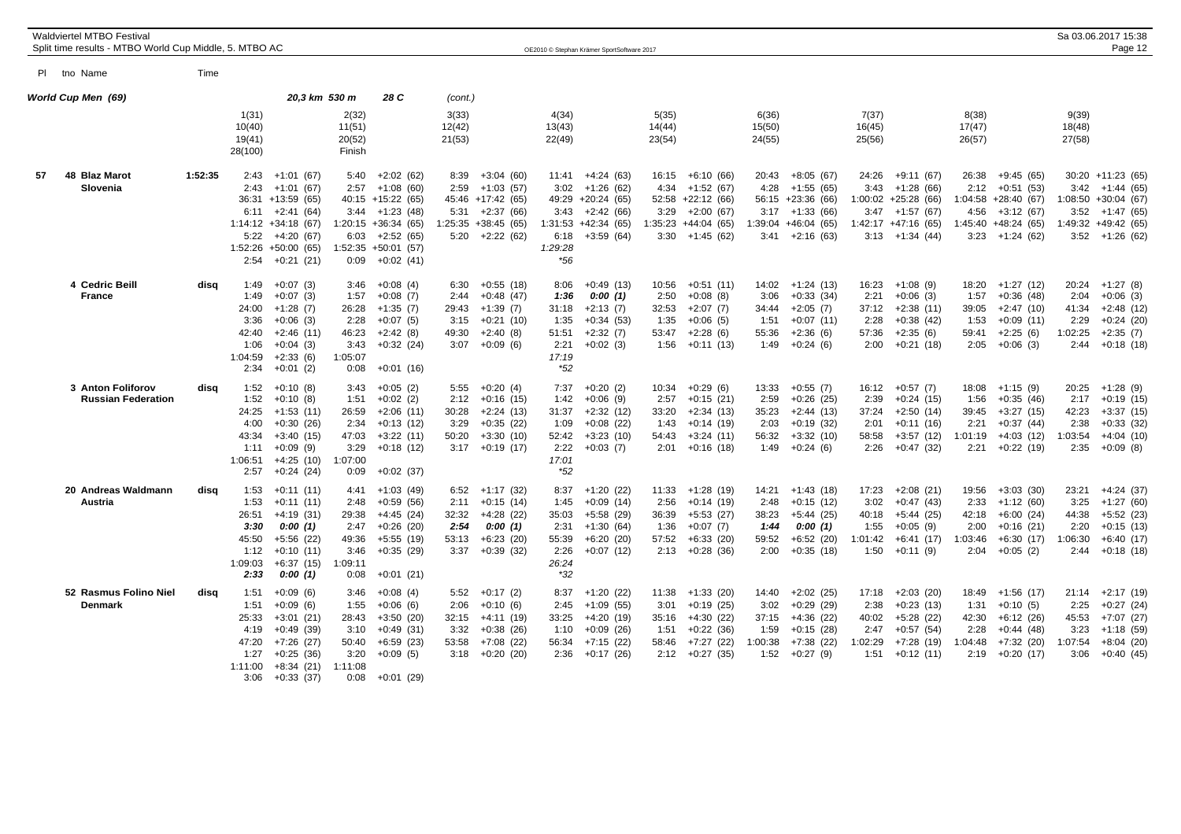Waldviertel MTBO Festival
Split time results - MTBO World Cup Middle, 5. MTBO AC

OE2010 © Stephan Krämer SportSoftware 2017

Sa 03.06.2017 15:38

| Pl | tno Name | Time | | | | | | | | | |
|---|---|---|---|---|---|---|---|---|---|---|---|
| **World Cup Men (69)** | | | 20,3 km 530 m | 28 C | (cont.) | | | | | | |
| | | | 1(31) 10(40) 19(41) 28(100) | 2(32) 11(51) 20(52) Finish | 3(33) 12(42) 21(53) | 4(34) 13(43) 22(49) | 5(35) 14(44) 23(54) | 6(36) 15(50) 24(55) | 7(37) 16(45) 25(56) | 8(38) 17(47) 26(57) | 9(39) 18(48) 27(58) |
| 57 | 48 Blaz Marot | 1:52:35 | 2:43 +1:01 (67) | 5:40 +2:02 (62) | 8:39 +3:04 (60) | 11:41 +4:24 (63) | 16:15 +6:10 (66) | 20:43 +8:05 (67) | 24:26 +9:11 (67) | 26:38 +9:45 (65) | 30:20 +11:23 (65) |
| | Slovenia | | 2:43 +1:01 (67) | 2:57 +1:08 (60) | 2:59 +1:03 (57) | 3:02 +1:26 (62) | 4:34 +1:52 (67) | 4:28 +1:55 (65) | 3:43 +1:28 (66) | 2:12 +0:51 (53) | 3:42 +1:44 (65) |
| | | | 36:31 +13:59 (65) | 40:15 +15:22 (65) | 45:46 +17:42 (65) | 49:29 +20:24 (65) | 52:58 +22:12 (66) | 56:15 +23:36 (66) | 1:00:02 +25:28 (66) | 1:04:58 +28:40 (67) | 1:08:50 +30:04 (67) |
| | | | 6:11 +2:41 (64) | 3:44 +1:23 (48) | 5:31 +2:37 (66) | 3:43 +2:42 (66) | 3:29 +2:00 (67) | 3:17 +1:33 (66) | 3:47 +1:57 (67) | 4:56 +3:12 (67) | 3:52 +1:47 (65) |
| | | | 1:14:12 +34:18 (67) | 1:20:15 +36:34 (65) | 1:25:35 +38:45 (65) | 1:31:53 +42:34 (65) | 1:35:23 +44:04 (65) | 1:39:04 +46:04 (65) | 1:42:17 +47:16 (65) | 1:45:40 +48:24 (65) | 1:49:32 +49:42 (65) |
| | | | 5:22 +4:20 (67) | 6:03 +2:52 (65) | 5:20 +2:22 (62) | 6:18 +3:59 (64) | 3:30 +1:45 (62) | 3:41 +2:16 (63) | 3:13 +1:34 (44) | 3:23 +1:24 (62) | 3:52 +1:26 (62) |
| | | | 1:52:26 +50:00 (65) | 1:52:35 +50:01 (57) | | 1:29:28 | | | | | |
| | | | 2:54 +0:21 (21) | 0:09 +0:02 (41) | | *56 | | | | | |
| | 4 Cedric Beill | disq | 1:49 +0:07 (3) | 3:46 +0:08 (4) | 6:30 +0:55 (18) | 8:06 +0:49 (13) | 10:56 +0:51 (11) | 14:02 +1:24 (13) | 16:23 +1:08 (9) | 18:20 +1:27 (12) | 20:24 +1:27 (8) |
| | France | | 1:49 +0:07 (3) | 1:57 +0:08 (7) | 2:44 +0:48 (47) | *1:36* *0:00 (1)* | 2:50 +0:08 (8) | 3:06 +0:33 (34) | 2:21 +0:06 (3) | 1:57 +0:36 (48) | 2:04 +0:06 (3) |
| | | | 24:00 +1:28 (7) | 26:28 +1:35 (7) | 29:43 +1:39 (7) | 31:18 +2:13 (7) | 32:53 +2:07 (7) | 34:44 +2:05 (7) | 37:12 +2:38 (11) | 39:05 +2:47 (10) | 41:34 +2:48 (12) |
| | | | 3:36 +0:06 (3) | 2:28 +0:07 (5) | 3:15 +0:21 (10) | 1:35 +0:34 (53) | 1:35 +0:06 (5) | 1:51 +0:07 (11) | 2:28 +0:38 (42) | 1:53 +0:09 (11) | 2:29 +0:24 (20) |
| | | | 42:40 +2:46 (11) | 46:23 +2:42 (8) | 49:30 +2:40 (8) | 51:51 +2:32 (7) | 53:47 +2:28 (6) | 55:36 +2:36 (6) | 57:36 +2:35 (6) | 59:41 +2:25 (6) | 1:02:25 +2:35 (7) |
| | | | 1:06 +0:04 (3) | 3:43 +0:32 (24) | 3:07 +0:09 (6) | 2:21 +0:02 (3) | 1:56 +0:11 (13) | 1:49 +0:24 (6) | 2:00 +0:21 (18) | 2:05 +0:06 (3) | 2:44 +0:18 (18) |
| | | | 1:04:59 +2:33 (6) | 1:05:07 | | 17:19 | | | | | |
| | | | 2:34 +0:01 (2) | 0:08 +0:01 (16) | | *52 | | | | | |
| | 3 Anton Foliforov | disq | 1:52 +0:10 (8) | 3:43 +0:05 (2) | 5:55 +0:20 (4) | 7:37 +0:20 (2) | 10:34 +0:29 (6) | 13:33 +0:55 (7) | 16:12 +0:57 (7) | 18:08 +1:15 (9) | 20:25 +1:28 (9) |
| | Russian Federation | | 1:52 +0:10 (8) | 1:51 +0:02 (2) | 2:12 +0:16 (15) | 1:42 +0:06 (9) | 2:57 +0:15 (21) | 2:59 +0:26 (25) | 2:39 +0:24 (15) | 1:56 +0:35 (46) | 2:17 +0:19 (15) |
| | | | 24:25 +1:53 (11) | 26:59 +2:06 (11) | 30:28 +2:24 (13) | 31:37 +2:32 (12) | 33:20 +2:34 (13) | 35:23 +2:44 (13) | 37:24 +2:50 (14) | 39:45 +3:27 (15) | 42:23 +3:37 (15) |
| | | | 4:00 +0:30 (26) | 2:34 +0:13 (12) | 3:29 +0:35 (22) | 1:09 +0:08 (22) | 1:43 +0:14 (19) | 2:03 +0:19 (32) | 2:01 +0:11 (16) | 2:21 +0:37 (44) | 2:38 +0:33 (32) |
| | | | 43:34 +3:40 (15) | 47:03 +3:22 (11) | 50:20 +3:30 (10) | 52:42 +3:23 (10) | 54:43 +3:24 (11) | 56:32 +3:32 (10) | 58:58 +3:57 (12) | 1:01:19 +4:03 (12) | 1:03:54 +4:04 (10) |
| | | | 1:11 +0:09 (9) | 3:29 +0:18 (12) | 3:17 +0:19 (17) | 2:22 +0:03 (7) | 2:01 +0:16 (18) | 1:49 +0:24 (6) | 2:26 +0:47 (32) | 2:21 +0:22 (19) | 2:35 +0:09 (8) |
| | | | 1:06:51 +4:25 (10) | 1:07:00 | | 17:01 | | | | | |
| | | | 2:57 +0:24 (24) | 0:09 +0:02 (37) | | *52 | | | | | |
| | 20 Andreas Waldmann | disq | 1:53 +0:11 (11) | 4:41 +1:03 (49) | 6:52 +1:17 (32) | 8:37 +1:20 (22) | 11:33 +1:28 (19) | 14:21 +1:43 (18) | 17:23 +2:08 (21) | 19:56 +3:03 (30) | 23:21 +4:24 (37) |
| | Austria | | 1:53 +0:11 (11) | 2:48 +0:59 (56) | 2:11 +0:15 (14) | 1:45 +0:09 (14) | 2:56 +0:14 (19) | 2:48 +0:15 (12) | 3:02 +0:47 (43) | 2:33 +1:12 (60) | 3:25 +1:27 (60) |
| | | | 26:51 +4:19 (31) | 29:38 +4:45 (24) | 32:32 +4:28 (22) | 35:03 +5:58 (29) | 36:39 +5:53 (27) | 38:23 +5:44 (25) | 40:18 +5:44 (25) | 42:18 +6:00 (24) | 44:38 +5:52 (23) |
| | | | *3:30* *0:00 (1)* | 2:47 +0:26 (20) | *2:54* *0:00 (1)* | 2:31 +1:30 (64) | 1:36 +0:07 (7) | *1:44* *0:00 (1)* | 1:55 +0:05 (9) | 2:00 +0:16 (21) | 2:20 +0:15 (13) |
| | | | 45:50 +5:56 (22) | 49:36 +5:55 (19) | 53:13 +6:23 (20) | 55:39 +6:20 (20) | 57:52 +6:33 (20) | 59:52 +6:52 (20) | 1:01:42 +6:41 (17) | 1:03:46 +6:30 (17) | 1:06:30 +6:40 (17) |
| | | | 1:12 +0:10 (11) | 3:46 +0:35 (29) | 3:37 +0:39 (32) | 2:26 +0:07 (12) | 2:13 +0:28 (36) | 2:00 +0:35 (18) | 1:50 +0:11 (9) | 2:04 +0:05 (2) | 2:44 +0:18 (18) |
| | | | 1:09:03 +6:37 (15) | 1:09:11 | | 26:24 | | | | | |
| | | | *2:33* *0:00 (1)* | 0:08 +0:01 (21) | | *32 | | | | | |
| | 52 Rasmus Folino Niel | disq | 1:51 +0:09 (6) | 3:46 +0:08 (4) | 5:52 +0:17 (2) | 8:37 +1:20 (22) | 11:38 +1:33 (20) | 14:40 +2:02 (25) | 17:18 +2:03 (20) | 18:49 +1:56 (17) | 21:14 +2:17 (19) |
| | Denmark | | 1:51 +0:09 (6) | 1:55 +0:06 (6) | 2:06 +0:10 (6) | 2:45 +1:09 (55) | 3:01 +0:19 (25) | 3:02 +0:29 (29) | 2:38 +0:23 (13) | 1:31 +0:10 (5) | 2:25 +0:27 (24) |
| | | | 25:33 +3:01 (21) | 28:43 +3:50 (20) | 32:15 +4:11 (19) | 33:25 +4:20 (19) | 35:16 +4:30 (22) | 37:15 +4:36 (22) | 40:02 +5:28 (22) | 42:30 +6:12 (26) | 45:53 +7:07 (27) |
| | | | 4:19 +0:49 (39) | 3:10 +0:49 (31) | 3:32 +0:38 (26) | 1:10 +0:09 (26) | 1:51 +0:22 (36) | 1:59 +0:15 (28) | 2:47 +0:57 (54) | 2:28 +0:44 (48) | 3:23 +1:18 (59) |
| | | | 47:20 +7:26 (27) | 50:40 +6:59 (23) | 53:58 +7:08 (22) | 56:34 +7:15 (22) | 58:46 +7:27 (22) | 1:00:38 +7:38 (22) | 1:02:29 +7:28 (19) | 1:04:48 +7:32 (20) | 1:07:54 +8:04 (20) |
| | | | 1:27 +0:25 (36) | 3:20 +0:09 (5) | 3:18 +0:20 (20) | 2:36 +0:17 (26) | 2:12 +0:27 (35) | 1:52 +0:27 (9) | 1:51 +0:12 (11) | 2:19 +0:20 (17) | 3:06 +0:40 (45) |
| | | | 1:11:00 +8:34 (21) | 1:11:08 | | | | | | | |
| | | | 3:06 +0:33 (37) | 0:08 +0:01 (29) | | | | | | | |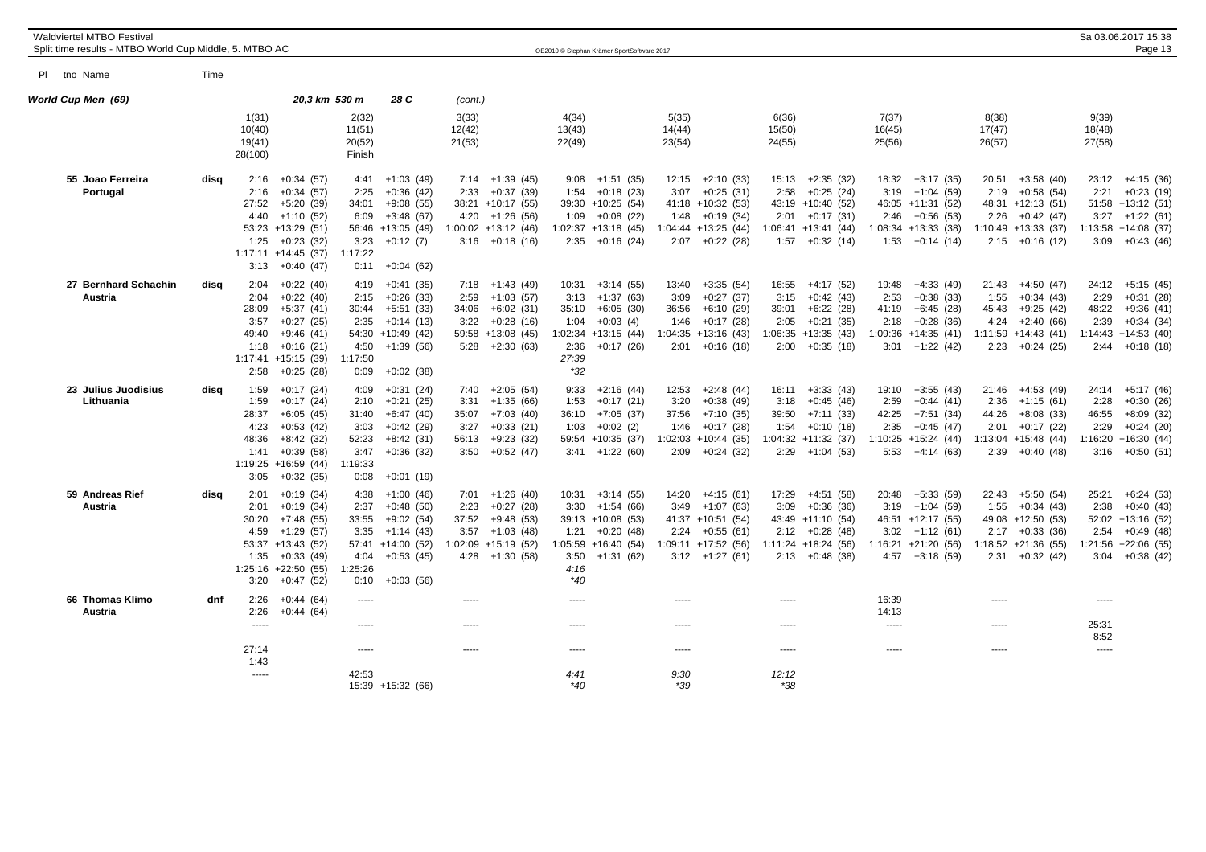Waldviertel MTBO Festival
Split time results - MTBO World Cup Middle, 5. MTBO AC

OE2010 © Stephan Krämer SportSoftware 2017

Sa 03.06.2017 15:38

## World Cup Men (69) — 20,3 km 530 m 28 C (cont.)

| Pl | tno Name | Time | 1(31) / 10(40) / 19(41) / 28(100) | 2(32) / 11(51) / 20(52) / Finish | 3(33) / 12(42) / 21(53) | 4(34) / 13(43) / 22(49) | 5(35) / 14(44) / 23(54) | 6(36) / 15(50) / 24(55) | 7(37) / 16(45) / 25(56) | 8(38) / 17(47) / 26(57) | 9(39) / 18(48) / 27(58) |
|---|---|---|---|---|---|---|---|---|---|---|---|
| | 55 Joao Ferreira | disq | 2:16 +0:34 (57) | 4:41 +1:03 (49) | 7:14 +1:39 (45) | 9:08 +1:51 (35) | 12:15 +2:10 (33) | 15:13 +2:35 (32) | 18:32 +3:17 (35) | 20:51 +3:58 (40) | 23:12 +4:15 (36) |
| | Portugal | | 2:16 +0:34 (57) | 2:25 +0:36 (42) | 2:33 +0:37 (39) | 1:54 +0:18 (23) | 3:07 +0:25 (31) | 2:58 +0:25 (24) | 3:19 +1:04 (59) | 2:19 +0:58 (54) | 2:21 +0:23 (19) |
| | | | 27:52 +5:20 (39) | 34:01 +9:08 (55) | 38:21 +10:17 (55) | 39:30 +10:25 (54) | 41:18 +10:32 (53) | 43:19 +10:40 (52) | 46:05 +11:31 (52) | 48:31 +12:13 (51) | 51:58 +13:12 (51) |
| | | | 4:40 +1:10 (52) | 6:09 +3:48 (67) | 4:20 +1:26 (56) | 1:09 +0:08 (22) | 1:48 +0:19 (34) | 2:01 +0:17 (31) | 2:46 +0:56 (53) | 2:26 +0:42 (47) | 3:27 +1:22 (61) |
| | | | 53:23 +13:29 (51) | 56:46 +13:05 (49) | 1:00:02 +13:12 (46) | 1:02:37 +13:18 (45) | 1:04:44 +13:25 (44) | 1:06:41 +13:41 (44) | 1:08:34 +13:33 (38) | 1:10:49 +13:33 (37) | 1:13:58 +14:08 (37) |
| | | | 1:25 +0:23 (32) | 3:23 +0:12 (7) | 3:16 +0:18 (16) | 2:35 +0:16 (24) | 2:07 +0:22 (28) | 1:57 +0:32 (14) | 1:53 +0:14 (14) | 2:15 +0:16 (12) | 3:09 +0:43 (46) |
| | | | 1:17:11 +14:45 (37) | 1:17:22 | | | | | | | |
| | | | 3:13 +0:40 (47) | 0:11 +0:04 (62) | | | | | | | |
| | 27 Bernhard Schachin | disq | 2:04 +0:22 (40) | 4:19 +0:41 (35) | 7:18 +1:43 (49) | 10:31 +3:14 (55) | 13:40 +3:35 (54) | 16:55 +4:17 (52) | 19:48 +4:33 (49) | 21:43 +4:50 (47) | 24:12 +5:15 (45) |
| | Austria | | 2:04 +0:22 (40) | 2:15 +0:26 (33) | 2:59 +1:03 (57) | 3:13 +1:37 (63) | 3:09 +0:27 (37) | 3:15 +0:42 (43) | 2:53 +0:38 (33) | 1:55 +0:34 (43) | 2:29 +0:31 (28) |
| | | | 28:09 +5:37 (41) | 30:44 +5:51 (33) | 34:06 +6:02 (31) | 35:10 +6:05 (30) | 36:56 +6:10 (29) | 39:01 +6:22 (28) | 41:19 +6:45 (28) | 45:43 +9:25 (42) | 48:22 +9:36 (41) |
| | | | 3:57 +0:27 (25) | 2:35 +0:14 (13) | 3:22 +0:28 (16) | 1:04 +0:03 (4) | 1:46 +0:17 (28) | 2:05 +0:21 (35) | 2:18 +0:28 (36) | 4:24 +2:40 (66) | 2:39 +0:34 (34) |
| | | | 49:40 +9:46 (41) | 54:30 +10:49 (42) | 59:58 +13:08 (45) | 1:02:34 +13:15 (44) | 1:04:35 +13:16 (43) | 1:06:35 +13:35 (43) | 1:09:36 +14:35 (41) | 1:11:59 +14:43 (41) | 1:14:43 +14:53 (40) |
| | | | 1:18 +0:16 (21) | 4:50 +1:39 (56) | 5:28 +2:30 (63) | 2:36 +0:17 (26) | 2:01 +0:16 (18) | 2:00 +0:35 (18) | 3:01 +1:22 (42) | 2:23 +0:24 (25) | 2:44 +0:18 (18) |
| | | | 1:17:41 +15:15 (39) | 1:17:50 | | 27:39 | | | | | |
| | | | 2:58 +0:25 (28) | 0:09 +0:02 (38) | | *32 | | | | | |
| | 23 Julius Juodisius | disq | 1:59 +0:17 (24) | 4:09 +0:31 (24) | 7:40 +2:05 (54) | 9:33 +2:16 (44) | 12:53 +2:48 (44) | 16:11 +3:33 (43) | 19:10 +3:55 (43) | 21:46 +4:53 (49) | 24:14 +5:17 (46) |
| | Lithuania | | 1:59 +0:17 (24) | 2:10 +0:21 (25) | 3:31 +1:35 (66) | 1:53 +0:17 (21) | 3:20 +0:38 (49) | 3:18 +0:45 (46) | 2:59 +0:44 (41) | 2:36 +1:15 (61) | 2:28 +0:30 (26) |
| | | | 28:37 +6:05 (45) | 31:40 +6:47 (40) | 35:07 +7:03 (40) | 36:10 +7:05 (37) | 37:56 +7:10 (35) | 39:50 +7:11 (33) | 42:25 +7:51 (34) | 44:26 +8:08 (33) | 46:55 +8:09 (32) |
| | | | 4:23 +0:53 (42) | 3:03 +0:42 (29) | 3:27 +0:33 (21) | 1:03 +0:02 (2) | 1:46 +0:17 (28) | 1:54 +0:10 (18) | 2:35 +0:45 (47) | 2:01 +0:17 (22) | 2:29 +0:24 (20) |
| | | | 48:36 +8:42 (32) | 52:23 +8:42 (31) | 56:13 +9:23 (32) | 59:54 +10:35 (37) | 1:02:03 +10:44 (35) | 1:04:32 +11:32 (37) | 1:10:25 +15:24 (44) | 1:13:04 +15:48 (44) | 1:16:20 +16:30 (44) |
| | | | 1:41 +0:39 (58) | 3:47 +0:36 (32) | 3:50 +0:52 (47) | 3:41 +1:22 (60) | 2:09 +0:24 (32) | 2:29 +1:04 (53) | 5:53 +4:14 (63) | 2:39 +0:40 (48) | 3:16 +0:50 (51) |
| | | | 1:19:25 +16:59 (44) | 1:19:33 | | | | | | | |
| | | | 3:05 +0:32 (35) | 0:08 +0:01 (19) | | | | | | | |
| | 59 Andreas Rief | disq | 2:01 +0:19 (34) | 4:38 +1:00 (46) | 7:01 +1:26 (40) | 10:31 +3:14 (55) | 14:20 +4:15 (61) | 17:29 +4:51 (58) | 20:48 +5:33 (59) | 22:43 +5:50 (54) | 25:21 +6:24 (53) |
| | Austria | | 2:01 +0:19 (34) | 2:37 +0:48 (50) | 2:23 +0:27 (28) | 3:30 +1:54 (66) | 3:49 +1:07 (63) | 3:09 +0:36 (36) | 3:19 +1:04 (59) | 1:55 +0:34 (43) | 2:38 +0:40 (43) |
| | | | 30:20 +7:48 (55) | 33:55 +9:02 (54) | 37:52 +9:48 (53) | 39:13 +10:08 (53) | 41:37 +10:51 (54) | 43:49 +11:10 (54) | 46:51 +12:17 (55) | 49:08 +12:50 (53) | 52:02 +13:16 (52) |
| | | | 4:59 +1:29 (57) | 3:35 +1:14 (43) | 3:57 +1:03 (48) | 1:21 +0:20 (48) | 2:24 +0:55 (61) | 2:12 +0:28 (48) | 3:02 +1:12 (61) | 2:17 +0:33 (36) | 2:54 +0:49 (48) |
| | | | 53:37 +13:43 (52) | 57:41 +14:00 (52) | 1:02:09 +15:19 (52) | 1:05:59 +16:40 (54) | 1:09:11 +17:52 (56) | 1:11:24 +18:24 (56) | 1:16:21 +21:20 (56) | 1:18:52 +21:36 (55) | 1:21:56 +22:06 (55) |
| | | | 1:35 +0:33 (49) | 4:04 +0:53 (45) | 4:28 +1:30 (58) | 3:50 +1:31 (62) | 3:12 +1:27 (61) | 2:13 +0:48 (38) | 4:57 +3:18 (59) | 2:31 +0:32 (42) | 3:04 +0:38 (42) |
| | | | 1:25:16 +22:50 (55) | 1:25:26 | | 4:16 | | | | | |
| | | | 3:20 +0:47 (52) | 0:10 +0:03 (56) | | *40 | | | | | |
| | 66 Thomas Klimo | dnf | 2:26 +0:44 (64) | ----- | ----- | ----- | ----- | ----- | 16:39 | ----- | ----- |
| | Austria | | 2:26 +0:44 (64) | | | | | | 14:13 | | |
| | | | ----- | ----- | ----- | ----- | ----- | ----- | ----- | ----- | 25:31 |
| | | | | | | | | | | | 8:52 |
| | | | 27:14 | ----- | ----- | ----- | ----- | ----- | ----- | ----- | ----- |
| | | | 1:43 | | | | | | | | |
| | | | ----- | 42:53 | | 4:41 | 9:30 | 12:12 | | | |
| | | | | 15:39 +15:32 (66) | | *40 | *39 | *38 | | | |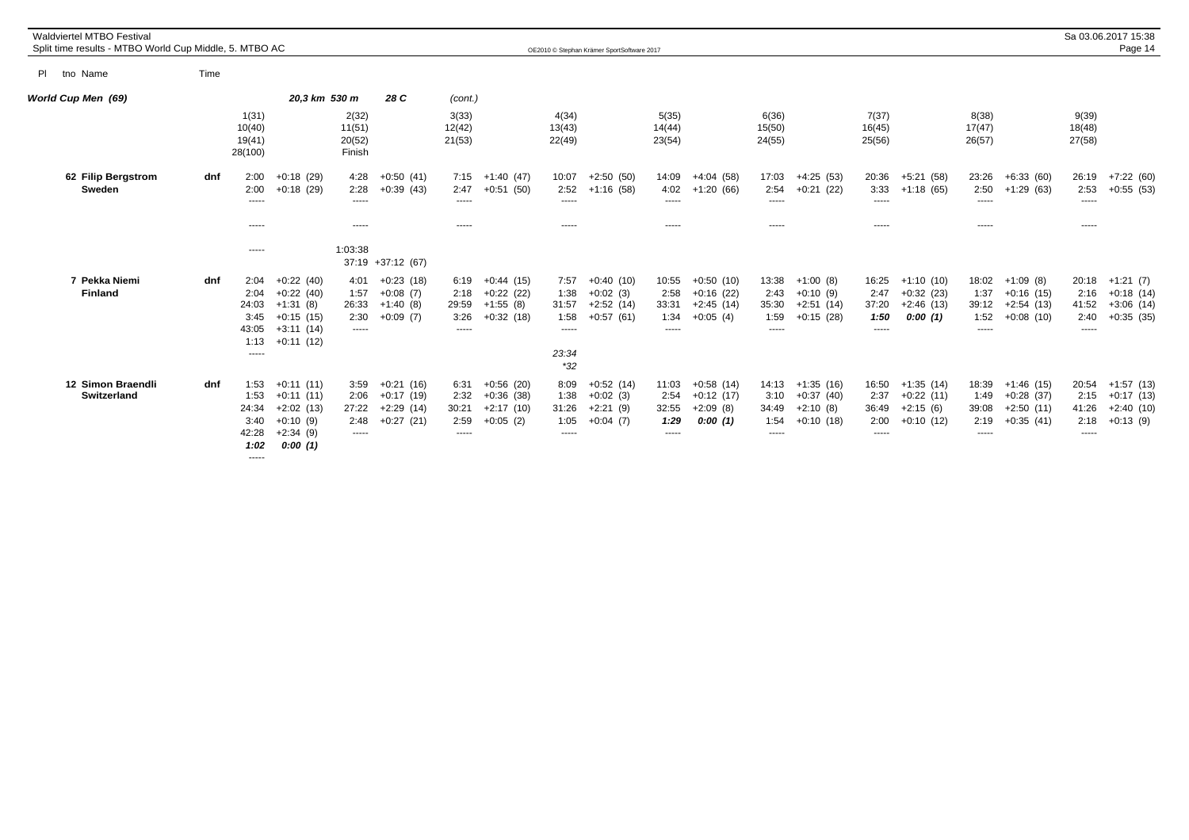Waldviertel MTBO Festival
Split time results - MTBO World Cup Middle, 5. MTBO AC

OE2010 © Stephan Krämer SportSoftware 2017

Sa 03.06.2017 15:38

| Pl | tno Name | Time | | | | | | | | | | | | | | | | | | |
|---|---|---|---|---|---|---|---|---|---|---|---|---|---|---|---|---|---|---|---|---|
| **World Cup Men (69)** | | | *20,3 km 530 m* | | *28 C* | | (cont.) | | | | | | | | | | | | | |
| | | | 1(31) 10(40) 19(41) 28(100) | | 2(32) 11(51) 20(52) Finish | | 3(33) 12(42) 21(53) | | 4(34) 13(43) 22(49) | | 5(35) 14(44) 23(54) | | 6(36) 15(50) 24(55) | | 7(37) 16(45) 25(56) | | 8(38) 17(47) 26(57) | | 9(39) 18(48) 27(58) | |
| **62** | **Filip Bergstrom** | **dnf** | 2:00 | +0:18 (29) | 4:28 | +0:50 (41) | 7:15 | +1:40 (47) | 10:07 | +2:50 (50) | 14:09 | +4:04 (58) | 17:03 | +4:25 (53) | 20:36 | +5:21 (58) | 23:26 | +6:33 (60) | 26:19 | +7:22 (60) |
| | **Sweden** | | 2:00 | +0:18 (29) | 2:28 | +0:39 (43) | 2:47 | +0:51 (50) | 2:52 | +1:16 (58) | 4:02 | +1:20 (66) | 2:54 | +0:21 (22) | 3:33 | +1:18 (65) | 2:50 | +1:29 (63) | 2:53 | +0:55 (53) |
| | | | ----- | | ----- | | ----- | | ----- | | ----- | | ----- | | ----- | | ----- | | ----- | |
| | | | ----- | | ----- | | ----- | | ----- | | ----- | | ----- | | ----- | | ----- | | ----- | |
| | | | ----- | | 1:03:38 | | | | | | | | | | | | | | | |
| | | | | | 37:19 | +37:12 (67) | | | | | | | | | | | | | | |
| **7** | **Pekka Niemi** | **dnf** | 2:04 | +0:22 (40) | 4:01 | +0:23 (18) | 6:19 | +0:44 (15) | 7:57 | +0:40 (10) | 10:55 | +0:50 (10) | 13:38 | +1:00 (8) | 16:25 | +1:10 (10) | 18:02 | +1:09 (8) | 20:18 | +1:21 (7) |
| | **Finland** | | 2:04 | +0:22 (40) | 1:57 | +0:08 (7) | 2:18 | +0:22 (22) | 1:38 | +0:02 (3) | 2:58 | +0:16 (22) | 2:43 | +0:10 (9) | 2:47 | +0:32 (23) | 1:37 | +0:16 (15) | 2:16 | +0:18 (14) |
| | | | 24:03 | +1:31 (8) | 26:33 | +1:40 (8) | 29:59 | +1:55 (8) | 31:57 | +2:52 (14) | 33:31 | +2:45 (14) | 35:30 | +2:51 (14) | 37:20 | +2:46 (13) | 39:12 | +2:54 (13) | 41:52 | +3:06 (14) |
| | | | 3:45 | +0:15 (15) | 2:30 | +0:09 (7) | 3:26 | +0:32 (18) | 1:58 | +0:57 (61) | 1:34 | +0:05 (4) | 1:59 | +0:15 (28) | *1:50* | *0:00 (1)* | 1:52 | +0:08 (10) | 2:40 | +0:35 (35) |
| | | | 43:05 | +3:11 (14) | ----- | | ----- | | ----- | | ----- | | ----- | | ----- | | ----- | | ----- | |
| | | | 1:13 | +0:11 (12) | | | | | | | | | | | | | | | | |
| | | | ----- | | | | | | 23:34 *32 | | | | | | | | | | | |
| **12** | **Simon Braendli** | **dnf** | 1:53 | +0:11 (11) | 3:59 | +0:21 (16) | 6:31 | +0:56 (20) | 8:09 | +0:52 (14) | 11:03 | +0:58 (14) | 14:13 | +1:35 (16) | 16:50 | +1:35 (14) | 18:39 | +1:46 (15) | 20:54 | +1:57 (13) |
| | **Switzerland** | | 1:53 | +0:11 (11) | 2:06 | +0:17 (19) | 2:32 | +0:36 (38) | 1:38 | +0:02 (3) | 2:54 | +0:12 (17) | 3:10 | +0:37 (40) | 2:37 | +0:22 (11) | 1:49 | +0:28 (37) | 2:15 | +0:17 (13) |
| | | | 24:34 | +2:02 (13) | 27:22 | +2:29 (14) | 30:21 | +2:17 (10) | 31:26 | +2:21 (9) | 32:55 | +2:09 (8) | 34:49 | +2:10 (8) | 36:49 | +2:15 (6) | 39:08 | +2:50 (11) | 41:26 | +2:40 (10) |
| | | | 3:40 | +0:10 (9) | 2:48 | +0:27 (21) | 2:59 | +0:05 (2) | 1:05 | +0:04 (7) | *1:29* | *0:00 (1)* | 1:54 | +0:10 (18) | 2:00 | +0:10 (12) | 2:19 | +0:35 (41) | 2:18 | +0:13 (9) |
| | | | 42:28 | +2:34 (9) | ----- | | ----- | | ----- | | ----- | | ----- | | ----- | | ----- | | ----- | |
| | | | *1:02* | *0:00 (1)* | | | | | | | | | | | | | | | | |
| | | | ----- | | | | | | | | | | | | | | | | | |